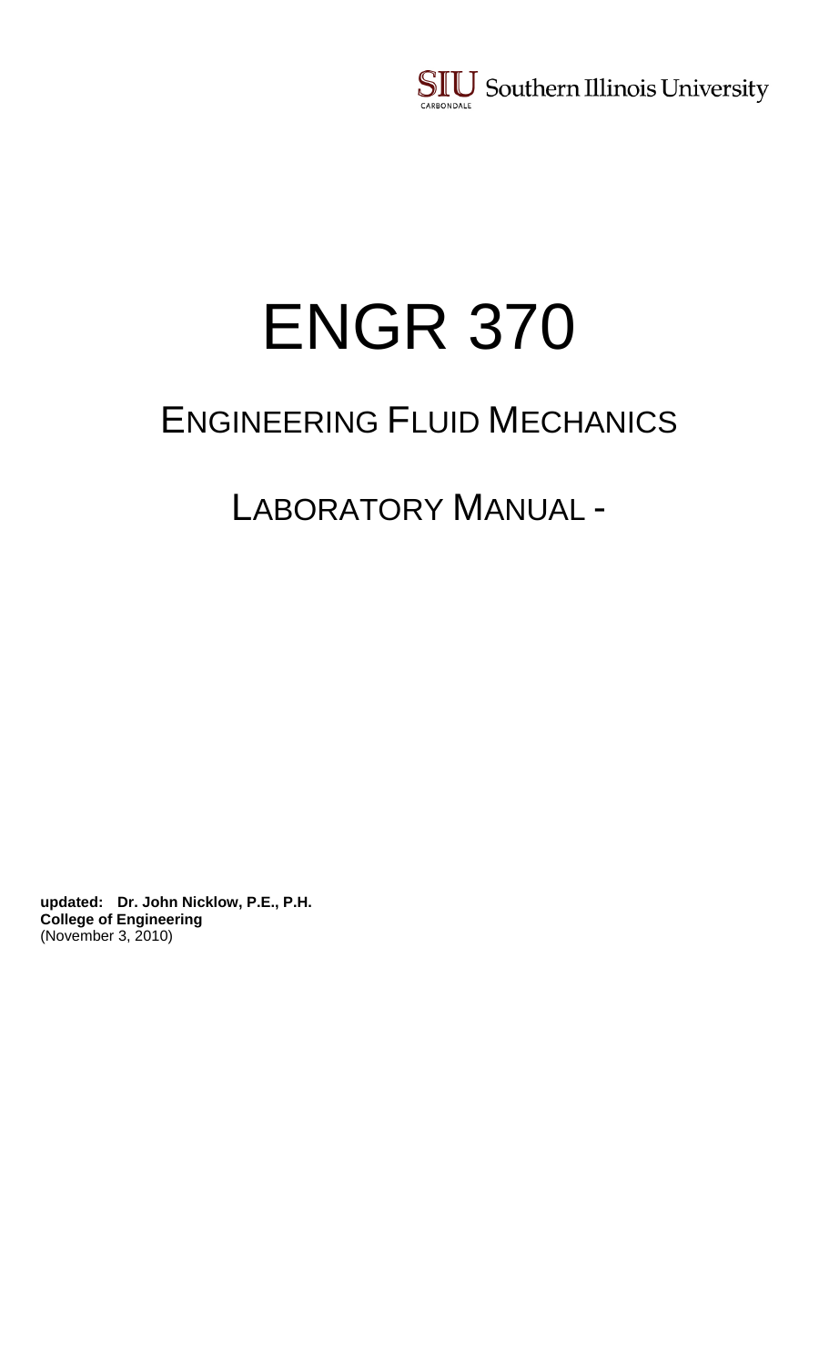SIU Southern Illinois University
CARBONDALE

# ENGR 370

## ENGINEERING FLUID MECHANICS

## LABORATORY MANUAL -

**updated: Dr. John Nicklow, P.E., P.H.**
**College of Engineering**
(November 3, 2010)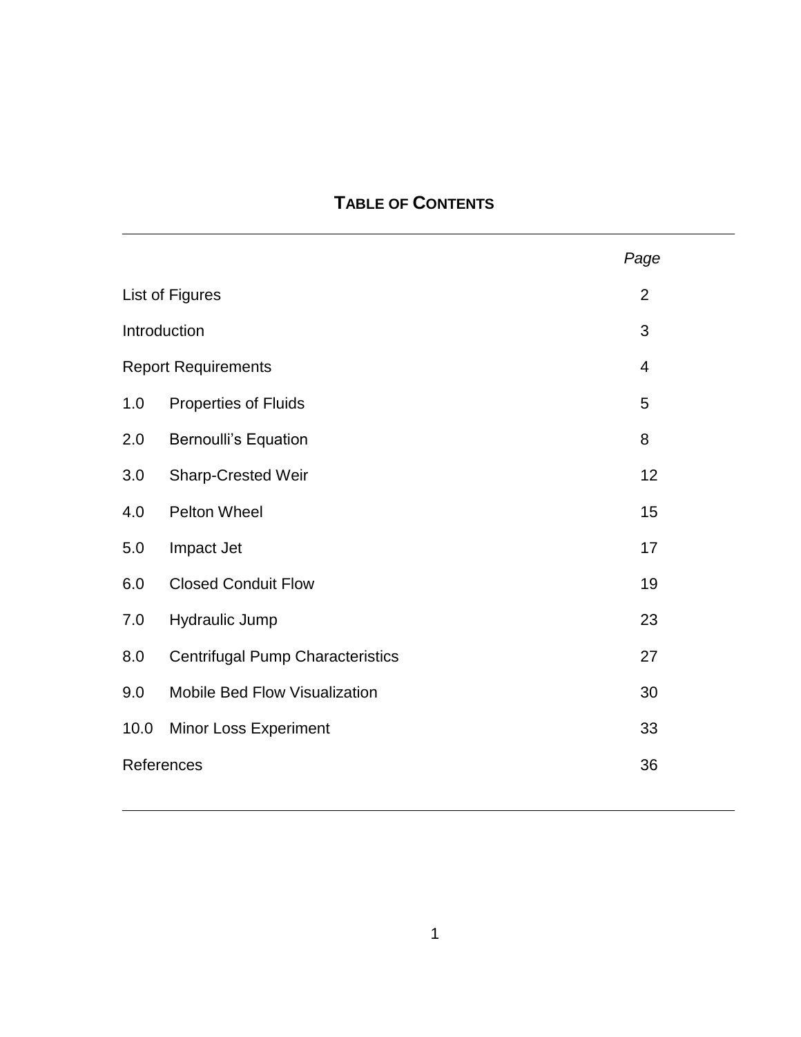# TABLE OF CONTENTS

| | | *Page* |
|---|---|---|
| List of Figures | | 2 |
| Introduction | | 3 |
| Report Requirements | | 4 |
| 1.0 | Properties of Fluids | 5 |
| 2.0 | Bernoulli's Equation | 8 |
| 3.0 | Sharp-Crested Weir | 12 |
| 4.0 | Pelton Wheel | 15 |
| 5.0 | Impact Jet | 17 |
| 6.0 | Closed Conduit Flow | 19 |
| 7.0 | Hydraulic Jump | 23 |
| 8.0 | Centrifugal Pump Characteristics | 27 |
| 9.0 | Mobile Bed Flow Visualization | 30 |
| 10.0 | Minor Loss Experiment | 33 |
| References | | 36 |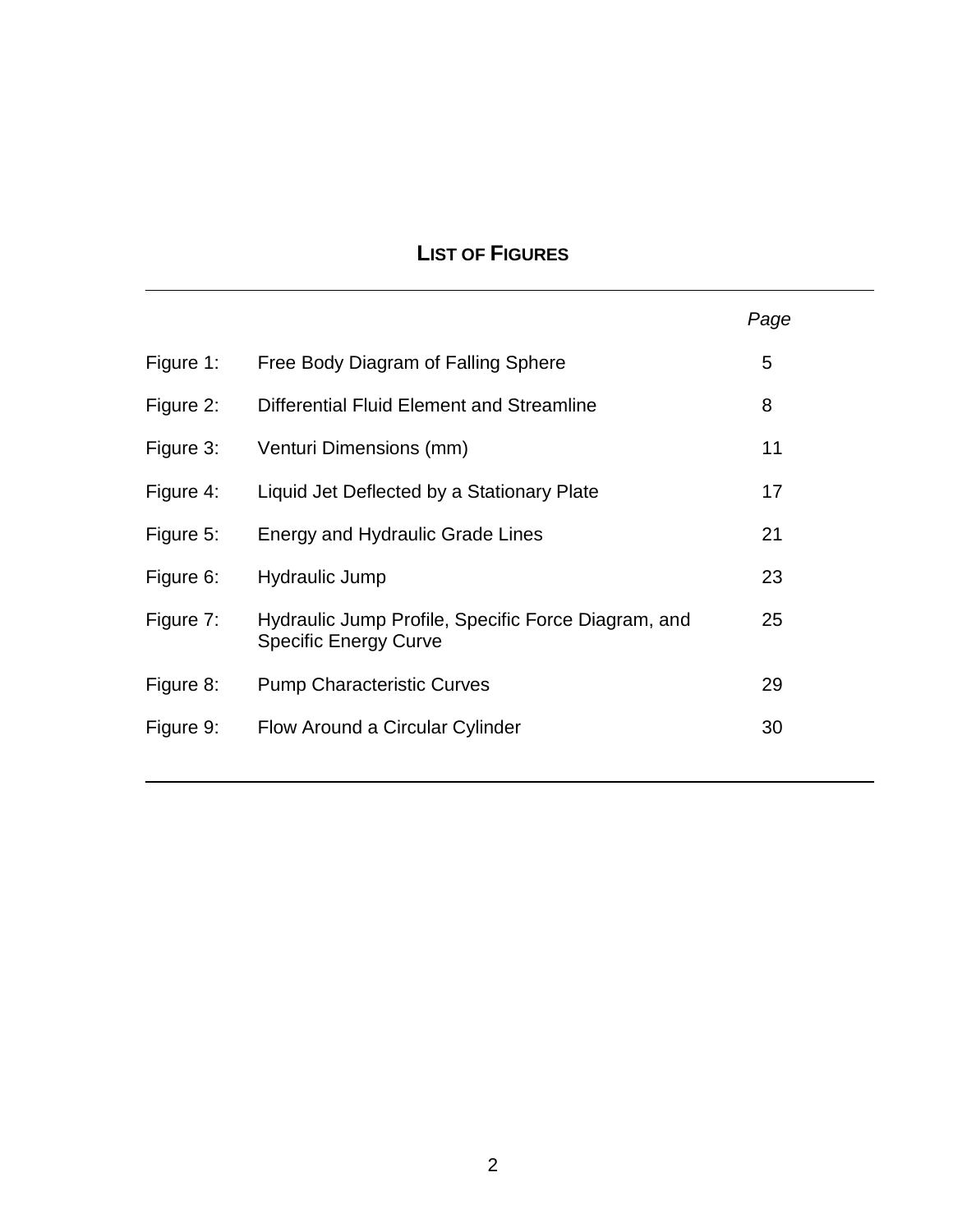## LIST OF FIGURES

| | | Page |
|---|---|---|
| Figure 1: | Free Body Diagram of Falling Sphere | 5 |
| Figure 2: | Differential Fluid Element and Streamline | 8 |
| Figure 3: | Venturi Dimensions (mm) | 11 |
| Figure 4: | Liquid Jet Deflected by a Stationary Plate | 17 |
| Figure 5: | Energy and Hydraulic Grade Lines | 21 |
| Figure 6: | Hydraulic Jump | 23 |
| Figure 7: | Hydraulic Jump Profile, Specific Force Diagram, and Specific Energy Curve | 25 |
| Figure 8: | Pump Characteristic Curves | 29 |
| Figure 9: | Flow Around a Circular Cylinder | 30 |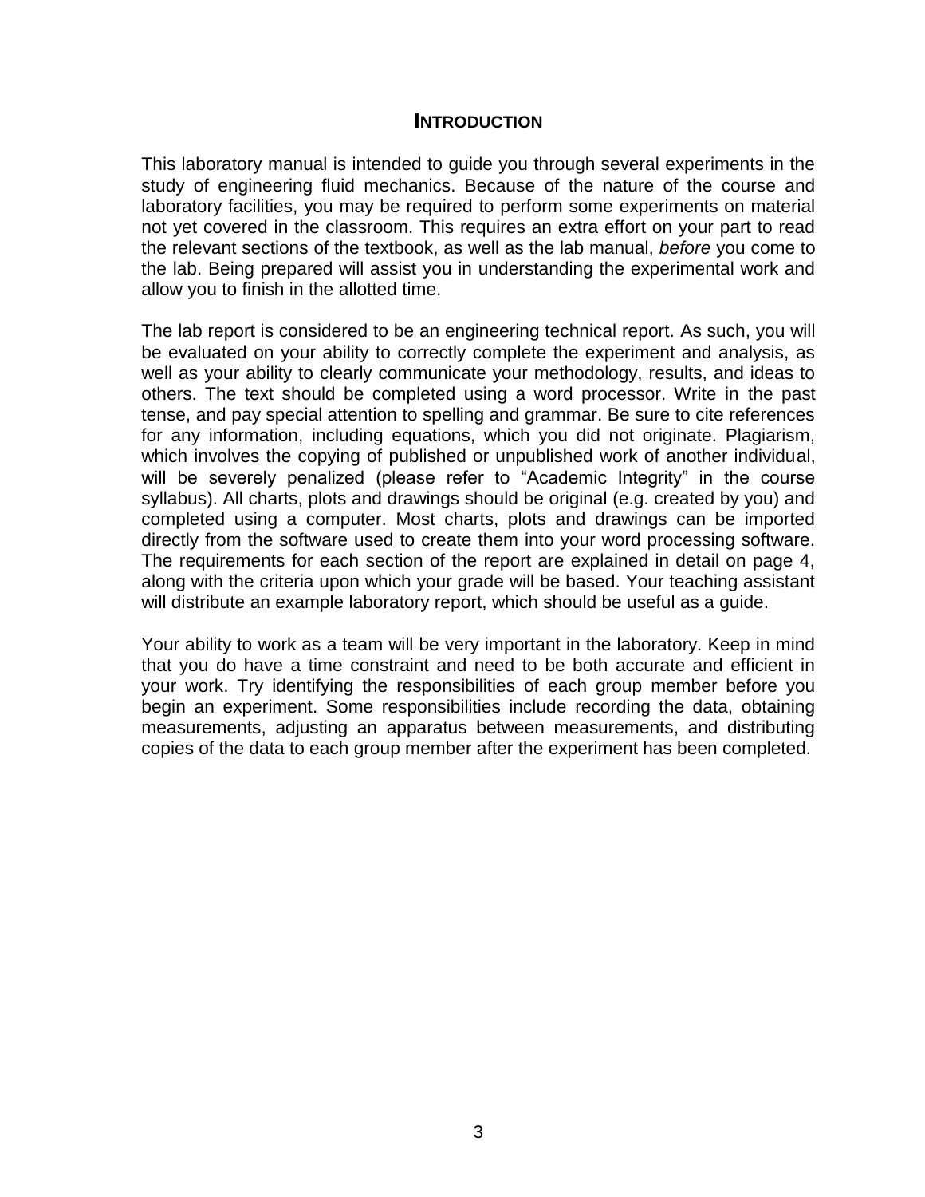# INTRODUCTION

This laboratory manual is intended to guide you through several experiments in the study of engineering fluid mechanics. Because of the nature of the course and laboratory facilities, you may be required to perform some experiments on material not yet covered in the classroom. This requires an extra effort on your part to read the relevant sections of the textbook, as well as the lab manual, *before* you come to the lab. Being prepared will assist you in understanding the experimental work and allow you to finish in the allotted time.

The lab report is considered to be an engineering technical report. As such, you will be evaluated on your ability to correctly complete the experiment and analysis, as well as your ability to clearly communicate your methodology, results, and ideas to others. The text should be completed using a word processor. Write in the past tense, and pay special attention to spelling and grammar. Be sure to cite references for any information, including equations, which you did not originate. Plagiarism, which involves the copying of published or unpublished work of another individual, will be severely penalized (please refer to "Academic Integrity" in the course syllabus). All charts, plots and drawings should be original (e.g. created by you) and completed using a computer. Most charts, plots and drawings can be imported directly from the software used to create them into your word processing software. The requirements for each section of the report are explained in detail on page 4, along with the criteria upon which your grade will be based. Your teaching assistant will distribute an example laboratory report, which should be useful as a guide.

Your ability to work as a team will be very important in the laboratory. Keep in mind that you do have a time constraint and need to be both accurate and efficient in your work. Try identifying the responsibilities of each group member before you begin an experiment. Some responsibilities include recording the data, obtaining measurements, adjusting an apparatus between measurements, and distributing copies of the data to each group member after the experiment has been completed.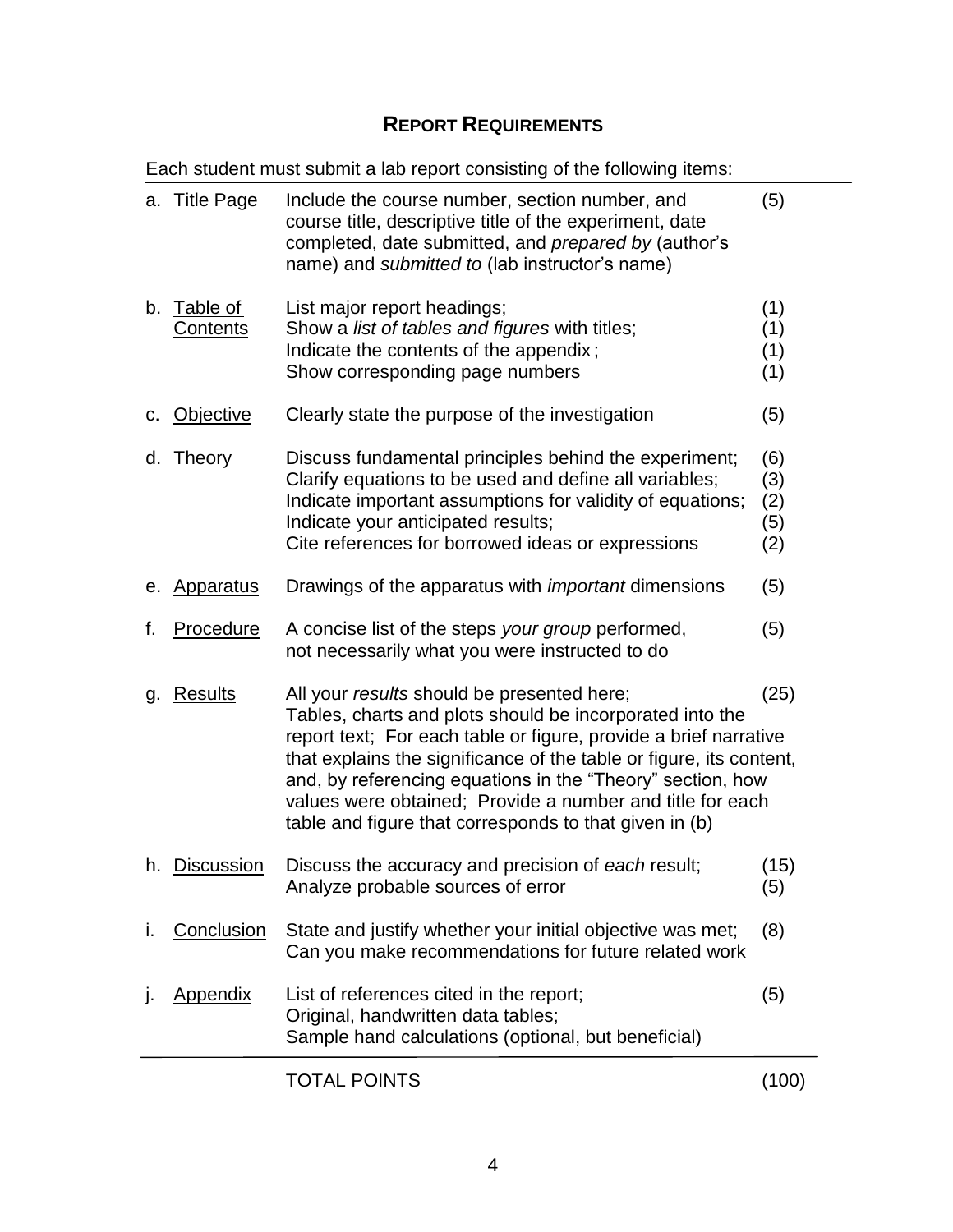## REPORT REQUIREMENTS

Each student must submit a lab report consisting of the following items:

| Item | Description | Points |
|---|---|---|
| a. Title Page | Include the course number, section number, and course title, descriptive title of the experiment, date completed, date submitted, and *prepared by* (author's name) and *submitted to* (lab instructor's name) | (5) |
| b. Table of Contents | List major report headings; | (1) |
| | Show a *list of tables and figures* with titles; | (1) |
| | Indicate the contents of the appendix ; | (1) |
| | Show corresponding page numbers | (1) |
| c. Objective | Clearly state the purpose of the investigation | (5) |
| d. Theory | Discuss fundamental principles behind the experiment; | (6) |
| | Clarify equations to be used and define all variables; | (3) |
| | Indicate important assumptions for validity of equations; | (2) |
| | Indicate your anticipated results; | (5) |
| | Cite references for borrowed ideas or expressions | (2) |
| e. Apparatus | Drawings of the apparatus with *important* dimensions | (5) |
| f. Procedure | A concise list of the steps *your group* performed, not necessarily what you were instructed to do | (5) |
| g. Results | All your *results* should be presented here; Tables, charts and plots should be incorporated into the report text; For each table or figure, provide a brief narrative that explains the significance of the table or figure, its content, and, by referencing equations in the "Theory" section, how values were obtained; Provide a number and title for each table and figure that corresponds to that given in (b) | (25) |
| h. Discussion | Discuss the accuracy and precision of *each* result; | (15) |
| | Analyze probable sources of error | (5) |
| i. Conclusion | State and justify whether your initial objective was met; Can you make recommendations for future related work | (8) |
| j. Appendix | List of references cited in the report; Original, handwritten data tables; Sample hand calculations (optional, but beneficial) | (5) |
| | TOTAL POINTS | (100) |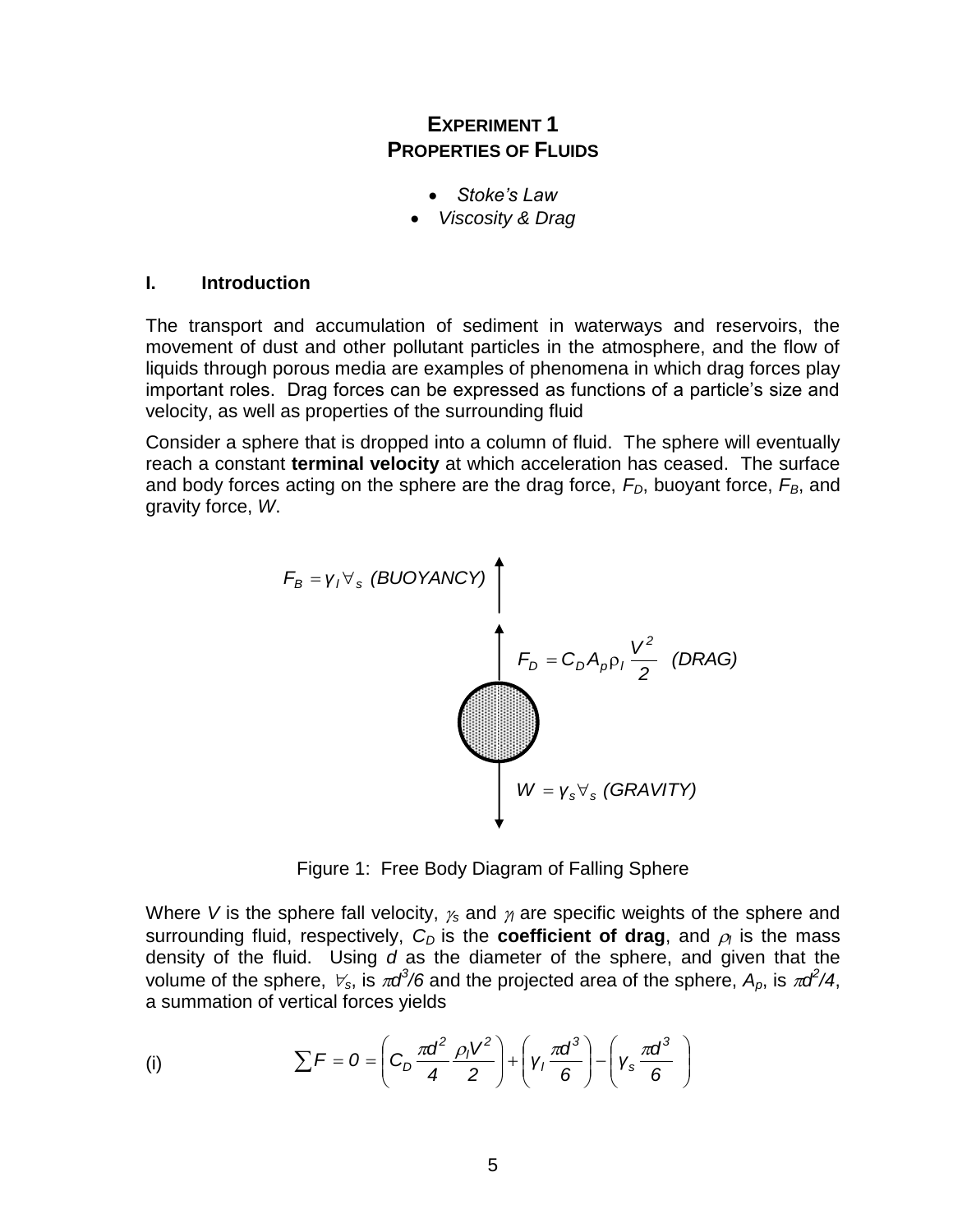# EXPERIMENT 1
## PROPERTIES OF FLUIDS

- *Stoke's Law*
- *Viscosity & Drag*

### I. Introduction

The transport and accumulation of sediment in waterways and reservoirs, the movement of dust and other pollutant particles in the atmosphere, and the flow of liquids through porous media are examples of phenomena in which drag forces play important roles. Drag forces can be expressed as functions of a particle's size and velocity, as well as properties of the surrounding fluid

Consider a sphere that is dropped into a column of fluid. The sphere will eventually reach a constant **terminal velocity** at which acceleration has ceased. The surface and body forces acting on the sphere are the drag force, $F_D$, buoyant force, $F_B$, and gravity force, $W$.

$F_B = \gamma_l \forall_s$ *(BUOYANCY)*

$F_D = C_D A_p \rho_l \dfrac{V^2}{2}$ *(DRAG)*

$W = \gamma_s \forall_s$ *(GRAVITY)*

Figure 1: Free Body Diagram of Falling Sphere

Where $V$ is the sphere fall velocity, $\gamma_s$ and $\gamma_l$ are specific weights of the sphere and surrounding fluid, respectively, $C_D$ is the **coefficient of drag**, and $\rho_l$ is the mass density of the fluid. Using $d$ as the diameter of the sphere, and given that the volume of the sphere, $\forall_s$, is $\pi d^3/6$ and the projected area of the sphere, $A_p$, is $\pi d^2/4$, a summation of vertical forces yields

(i)
$$\sum F = 0 = \left( C_D \frac{\pi d^2}{4} \frac{\rho_l V^2}{2} \right) + \left( \gamma_l \frac{\pi d^3}{6} \right) - \left( \gamma_s \frac{\pi d^3}{6} \right)$$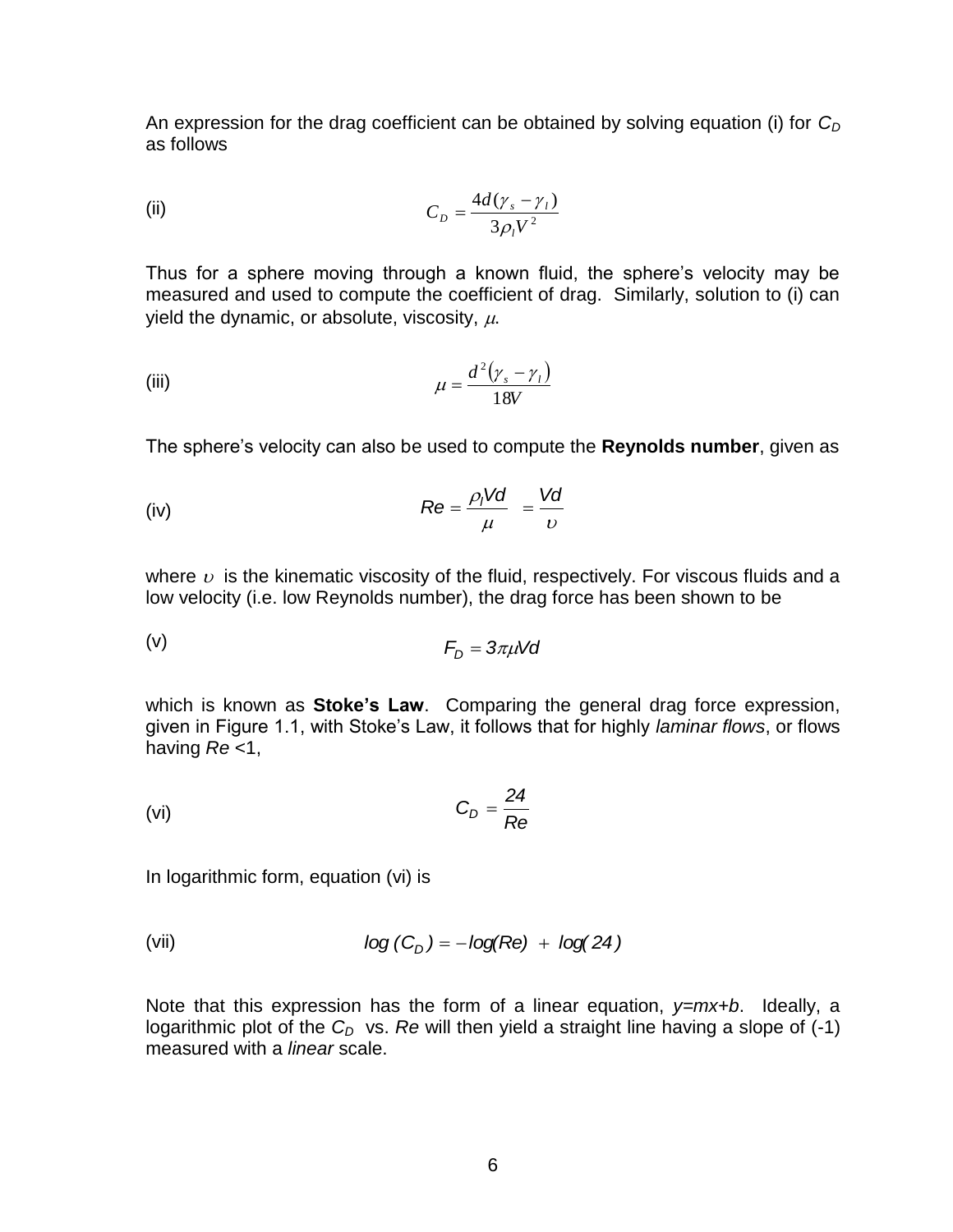An expression for the drag coefficient can be obtained by solving equation (i) for $C_D$ as follows

(ii) $$C_D = \frac{4d(\gamma_s - \gamma_l)}{3\rho_l V^2}$$

Thus for a sphere moving through a known fluid, the sphere's velocity may be measured and used to compute the coefficient of drag. Similarly, solution to (i) can yield the dynamic, or absolute, viscosity, $\mu$.

(iii) $$\mu = \frac{d^2(\gamma_s - \gamma_l)}{18V}$$

The sphere's velocity can also be used to compute the **Reynolds number**, given as

(iv) $$Re = \frac{\rho_l V d}{\mu} = \frac{Vd}{\upsilon}$$

where $\upsilon$ is the kinematic viscosity of the fluid, respectively. For viscous fluids and a low velocity (i.e. low Reynolds number), the drag force has been shown to be

(v) $$F_D = 3\pi\mu V d$$

which is known as **Stoke's Law**. Comparing the general drag force expression, given in Figure 1.1, with Stoke's Law, it follows that for highly *laminar flows*, or flows having *Re* <1,

(vi) $$C_D = \frac{24}{Re}$$

In logarithmic form, equation (vi) is

(vii) $$\log(C_D) = -\log(Re) + \log(24)$$

Note that this expression has the form of a linear equation, $y=mx+b$. Ideally, a logarithmic plot of the $C_D$ vs. *Re* will then yield a straight line having a slope of (-1) measured with a *linear* scale.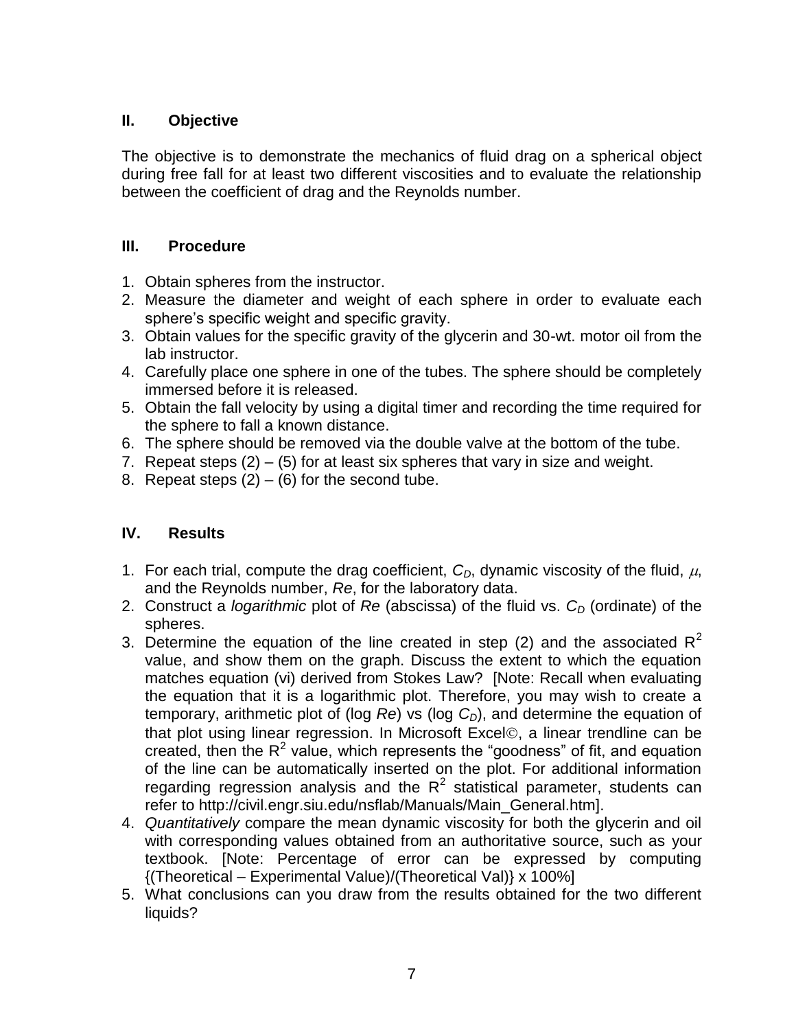## II. Objective

The objective is to demonstrate the mechanics of fluid drag on a spherical object during free fall for at least two different viscosities and to evaluate the relationship between the coefficient of drag and the Reynolds number.

## III. Procedure

1. Obtain spheres from the instructor.
2. Measure the diameter and weight of each sphere in order to evaluate each sphere's specific weight and specific gravity.
3. Obtain values for the specific gravity of the glycerin and 30-wt. motor oil from the lab instructor.
4. Carefully place one sphere in one of the tubes. The sphere should be completely immersed before it is released.
5. Obtain the fall velocity by using a digital timer and recording the time required for the sphere to fall a known distance.
6. The sphere should be removed via the double valve at the bottom of the tube.
7. Repeat steps (2) – (5) for at least six spheres that vary in size and weight.
8. Repeat steps (2) – (6) for the second tube.

## IV. Results

1. For each trial, compute the drag coefficient, $C_D$, dynamic viscosity of the fluid, $\mu$, and the Reynolds number, *Re*, for the laboratory data.
2. Construct a *logarithmic* plot of *Re* (abscissa) of the fluid vs. $C_D$ (ordinate) of the spheres.
3. Determine the equation of the line created in step (2) and the associated $R^2$ value, and show them on the graph. Discuss the extent to which the equation matches equation (vi) derived from Stokes Law? [Note: Recall when evaluating the equation that it is a logarithmic plot. Therefore, you may wish to create a temporary, arithmetic plot of (log *Re*) vs (log $C_D$), and determine the equation of that plot using linear regression. In Microsoft Excel©, a linear trendline can be created, then the $R^2$ value, which represents the "goodness" of fit, and equation of the line can be automatically inserted on the plot. For additional information regarding regression analysis and the $R^2$ statistical parameter, students can refer to http://civil.engr.siu.edu/nsflab/Manuals/Main_General.htm].
4. *Quantitatively* compare the mean dynamic viscosity for both the glycerin and oil with corresponding values obtained from an authoritative source, such as your textbook. [Note: Percentage of error can be expressed by computing {(Theoretical – Experimental Value)/(Theoretical Val)} x 100%]
5. What conclusions can you draw from the results obtained for the two different liquids?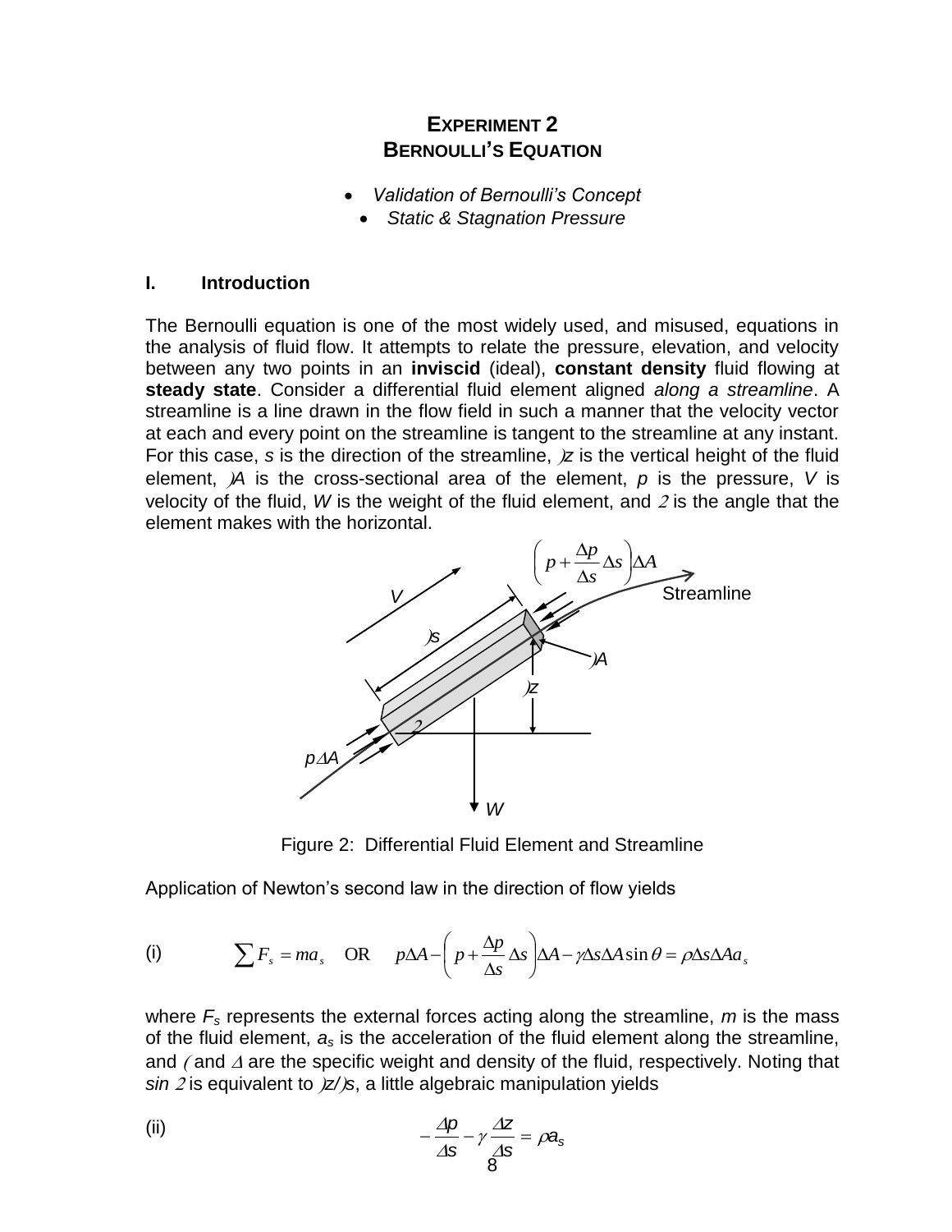# EXPERIMENT 2
# BERNOULLI'S EQUATION

- *Validation of Bernoulli's Concept*
- *Static & Stagnation Pressure*

## I. Introduction

The Bernoulli equation is one of the most widely used, and misused, equations in the analysis of fluid flow. It attempts to relate the pressure, elevation, and velocity between any two points in an **inviscid** (ideal), **constant density** fluid flowing at **steady state**. Consider a differential fluid element aligned *along a streamline*. A streamline is a line drawn in the flow field in such a manner that the velocity vector at each and every point on the streamline is tangent to the streamline at any instant. For this case, *s* is the direction of the streamline, $\Delta z$ is the vertical height of the fluid element, $\Delta A$ is the cross-sectional area of the element, *p* is the pressure, *V* is velocity of the fluid, *W* is the weight of the fluid element, and $\theta$ is the angle that the element makes with the horizontal.

Figure 2: Differential Fluid Element and Streamline

Application of Newton's second law in the direction of flow yields

(i)
$$\sum F_s = ma_s \quad \text{OR} \quad p\Delta A - \left(p + \frac{\Delta p}{\Delta s}\Delta s\right)\Delta A - \gamma \Delta s \Delta A \sin\theta = \rho \Delta s \Delta A a_s$$

where $F_s$ represents the external forces acting along the streamline, *m* is the mass of the fluid element, $a_s$ is the acceleration of the fluid element along the streamline, and $\gamma$ and $\rho$ are the specific weight and density of the fluid, respectively. Noting that $\sin\theta$ is equivalent to $\Delta z/\Delta s$, a little algebraic manipulation yields

(ii)
$$-\frac{\Delta p}{\Delta s} - \gamma \frac{\Delta z}{\Delta s} = \rho a_s$$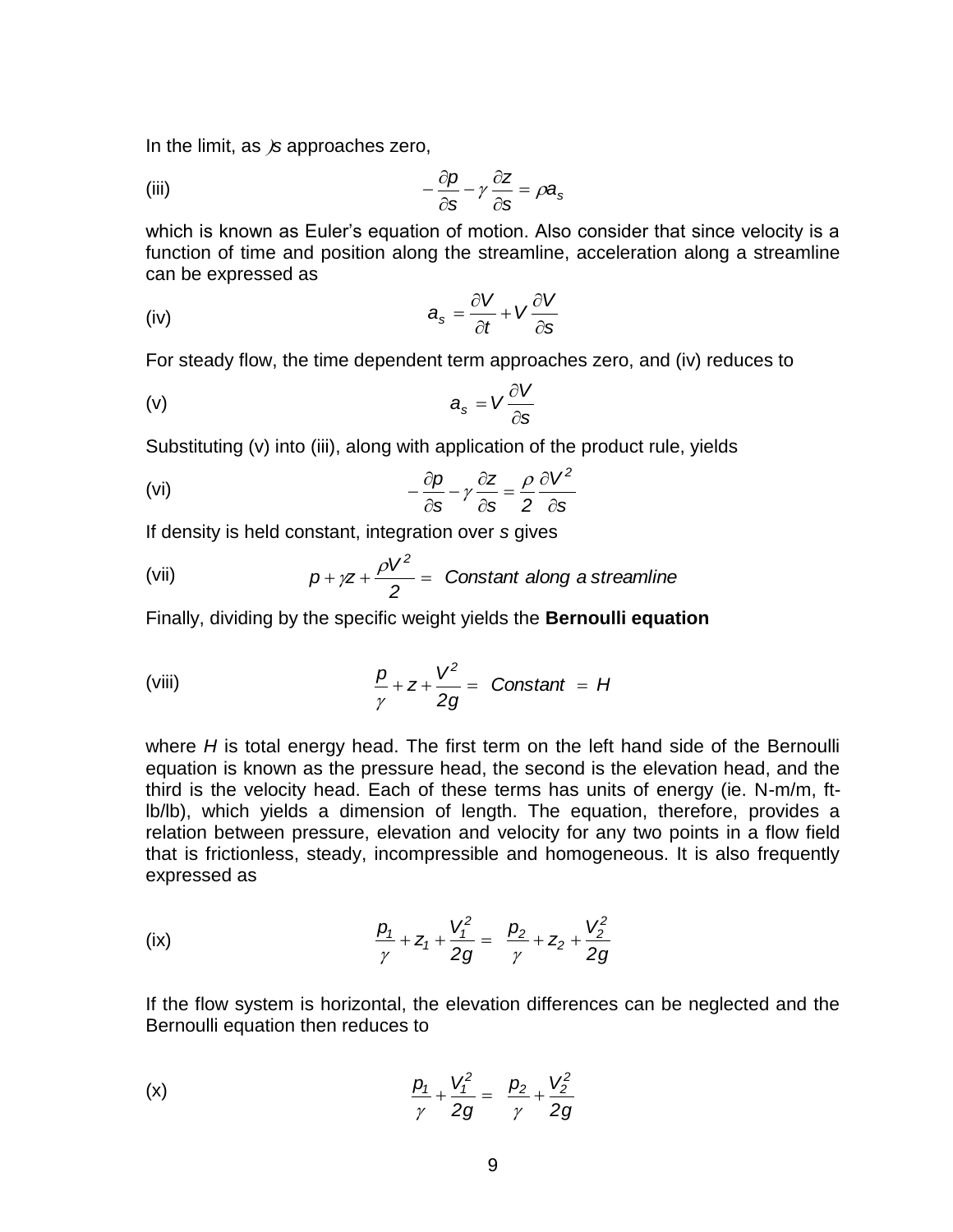In the limit, as $\delta s$ approaches zero,

$$\text{(iii)} \qquad -\frac{\partial p}{\partial s} - \gamma \frac{\partial z}{\partial s} = \rho a_s$$

which is known as Euler's equation of motion. Also consider that since velocity is a function of time and position along the streamline, acceleration along a streamline can be expressed as

$$\text{(iv)} \qquad a_s = \frac{\partial V}{\partial t} + V \frac{\partial V}{\partial s}$$

For steady flow, the time dependent term approaches zero, and (iv) reduces to

$$\text{(v)} \qquad a_s = V \frac{\partial V}{\partial s}$$

Substituting (v) into (iii), along with application of the product rule, yields

$$\text{(vi)} \qquad -\frac{\partial p}{\partial s} - \gamma \frac{\partial z}{\partial s} = \frac{\rho}{2} \frac{\partial V^2}{\partial s}$$

If density is held constant, integration over *s* gives

$$\text{(vii)} \qquad p + \gamma z + \frac{\rho V^2}{2} = \text{ Constant along a streamline}$$

Finally, dividing by the specific weight yields the **Bernoulli equation**

$$\text{(viii)} \qquad \frac{p}{\gamma} + z + \frac{V^2}{2g} = \text{ Constant } = H$$

where $H$ is total energy head. The first term on the left hand side of the Bernoulli equation is known as the pressure head, the second is the elevation head, and the third is the velocity head. Each of these terms has units of energy (ie. N-m/m, ft-lb/lb), which yields a dimension of length. The equation, therefore, provides a relation between pressure, elevation and velocity for any two points in a flow field that is frictionless, steady, incompressible and homogeneous. It is also frequently expressed as

$$\text{(ix)} \qquad \frac{p_1}{\gamma} + z_1 + \frac{V_1^2}{2g} = \frac{p_2}{\gamma} + z_2 + \frac{V_2^2}{2g}$$

If the flow system is horizontal, the elevation differences can be neglected and the Bernoulli equation then reduces to

$$\text{(x)} \qquad \frac{p_1}{\gamma} + \frac{V_1^2}{2g} = \frac{p_2}{\gamma} + \frac{V_2^2}{2g}$$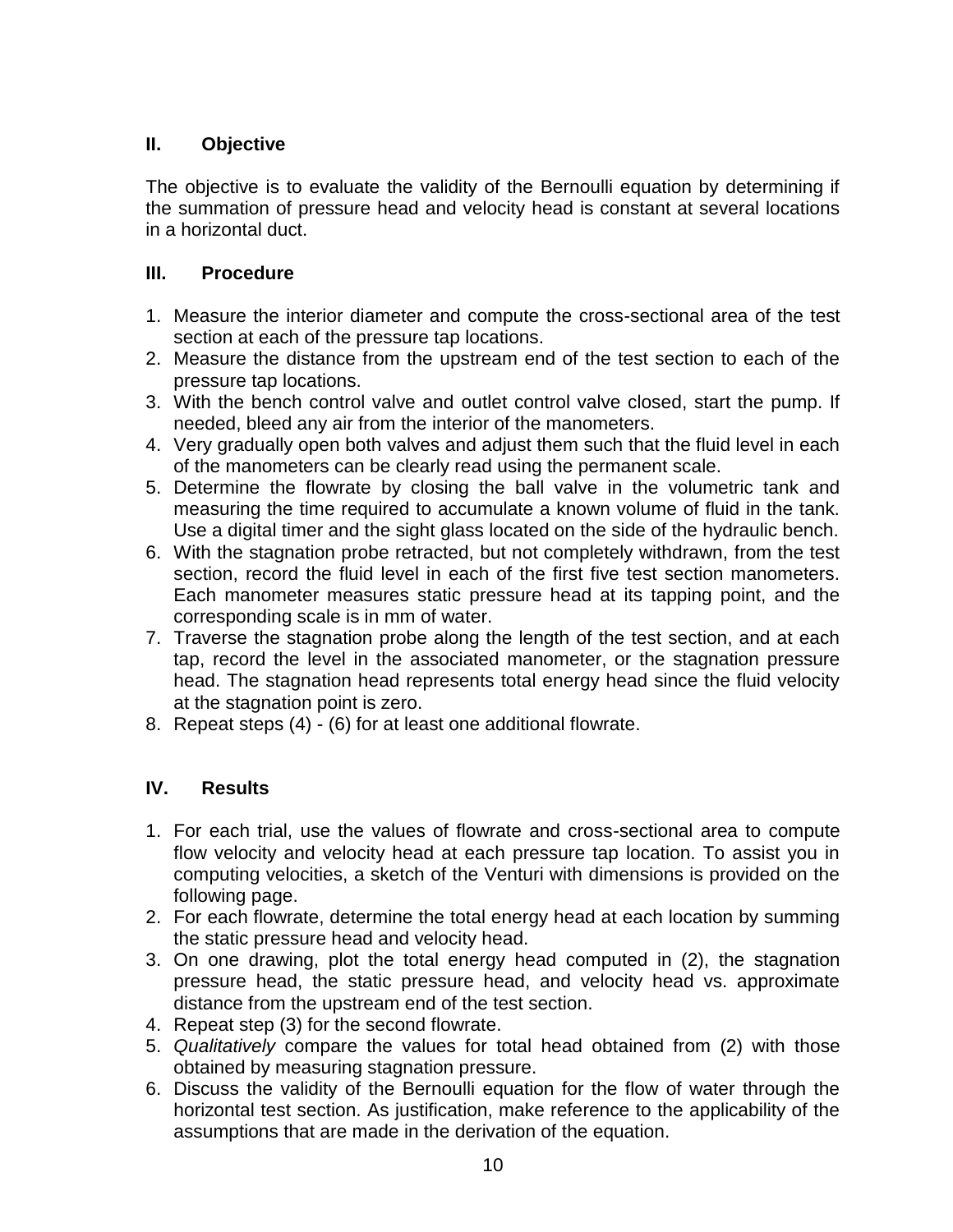## II. Objective

The objective is to evaluate the validity of the Bernoulli equation by determining if the summation of pressure head and velocity head is constant at several locations in a horizontal duct.

## III. Procedure

1. Measure the interior diameter and compute the cross-sectional area of the test section at each of the pressure tap locations.
2. Measure the distance from the upstream end of the test section to each of the pressure tap locations.
3. With the bench control valve and outlet control valve closed, start the pump. If needed, bleed any air from the interior of the manometers.
4. Very gradually open both valves and adjust them such that the fluid level in each of the manometers can be clearly read using the permanent scale.
5. Determine the flowrate by closing the ball valve in the volumetric tank and measuring the time required to accumulate a known volume of fluid in the tank. Use a digital timer and the sight glass located on the side of the hydraulic bench.
6. With the stagnation probe retracted, but not completely withdrawn, from the test section, record the fluid level in each of the first five test section manometers. Each manometer measures static pressure head at its tapping point, and the corresponding scale is in mm of water.
7. Traverse the stagnation probe along the length of the test section, and at each tap, record the level in the associated manometer, or the stagnation pressure head. The stagnation head represents total energy head since the fluid velocity at the stagnation point is zero.
8. Repeat steps (4) - (6) for at least one additional flowrate.

## IV. Results

1. For each trial, use the values of flowrate and cross-sectional area to compute flow velocity and velocity head at each pressure tap location. To assist you in computing velocities, a sketch of the Venturi with dimensions is provided on the following page.
2. For each flowrate, determine the total energy head at each location by summing the static pressure head and velocity head.
3. On one drawing, plot the total energy head computed in (2), the stagnation pressure head, the static pressure head, and velocity head vs. approximate distance from the upstream end of the test section.
4. Repeat step (3) for the second flowrate.
5. *Qualitatively* compare the values for total head obtained from (2) with those obtained by measuring stagnation pressure.
6. Discuss the validity of the Bernoulli equation for the flow of water through the horizontal test section. As justification, make reference to the applicability of the assumptions that are made in the derivation of the equation.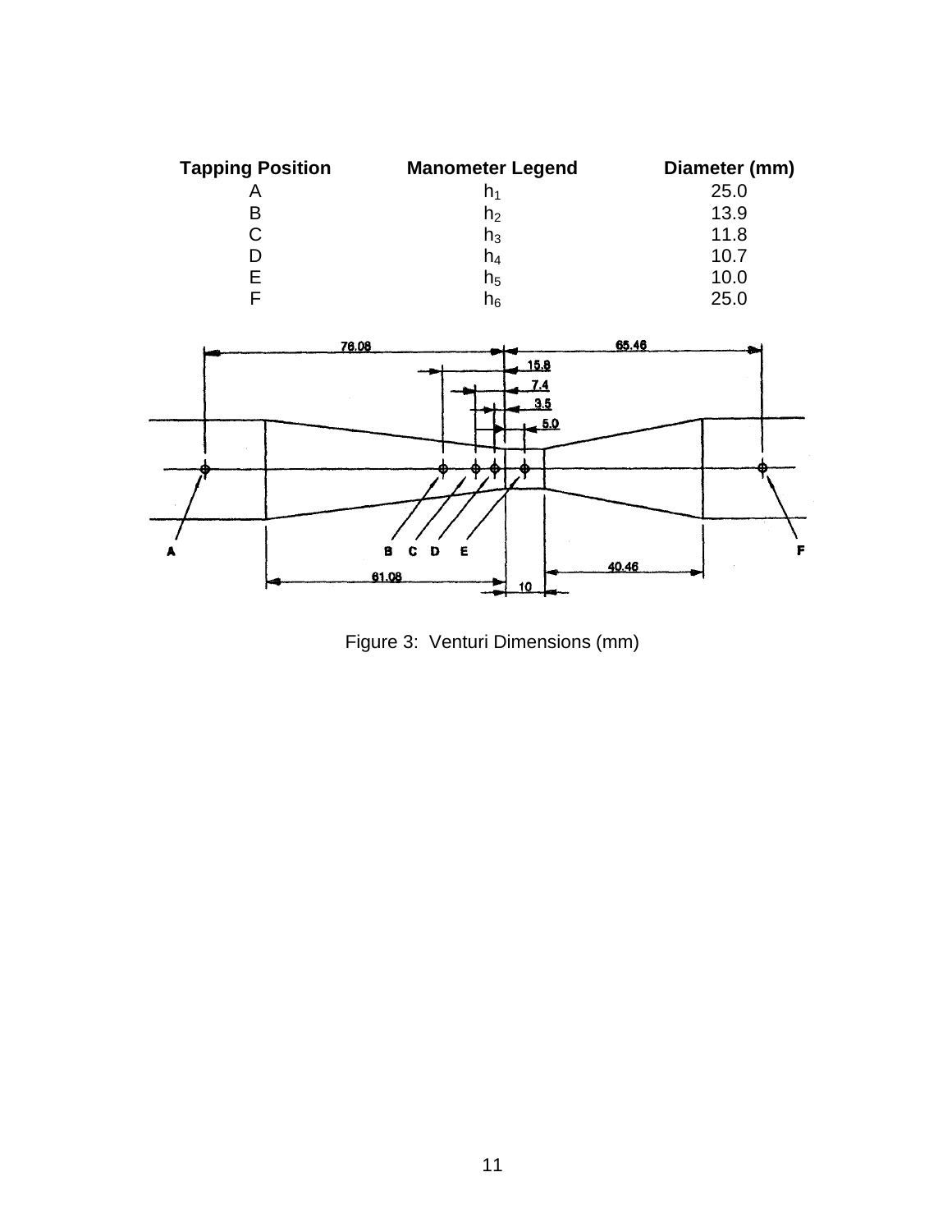| Tapping Position | Manometer Legend | Diameter (mm) |
| --- | --- | --- |
| A | $h_1$ | 25.0 |
| B | $h_2$ | 13.9 |
| C | $h_3$ | 11.8 |
| D | $h_4$ | 10.7 |
| E | $h_5$ | 10.0 |
| F | $h_6$ | 25.0 |

Figure 3: Venturi Dimensions (mm)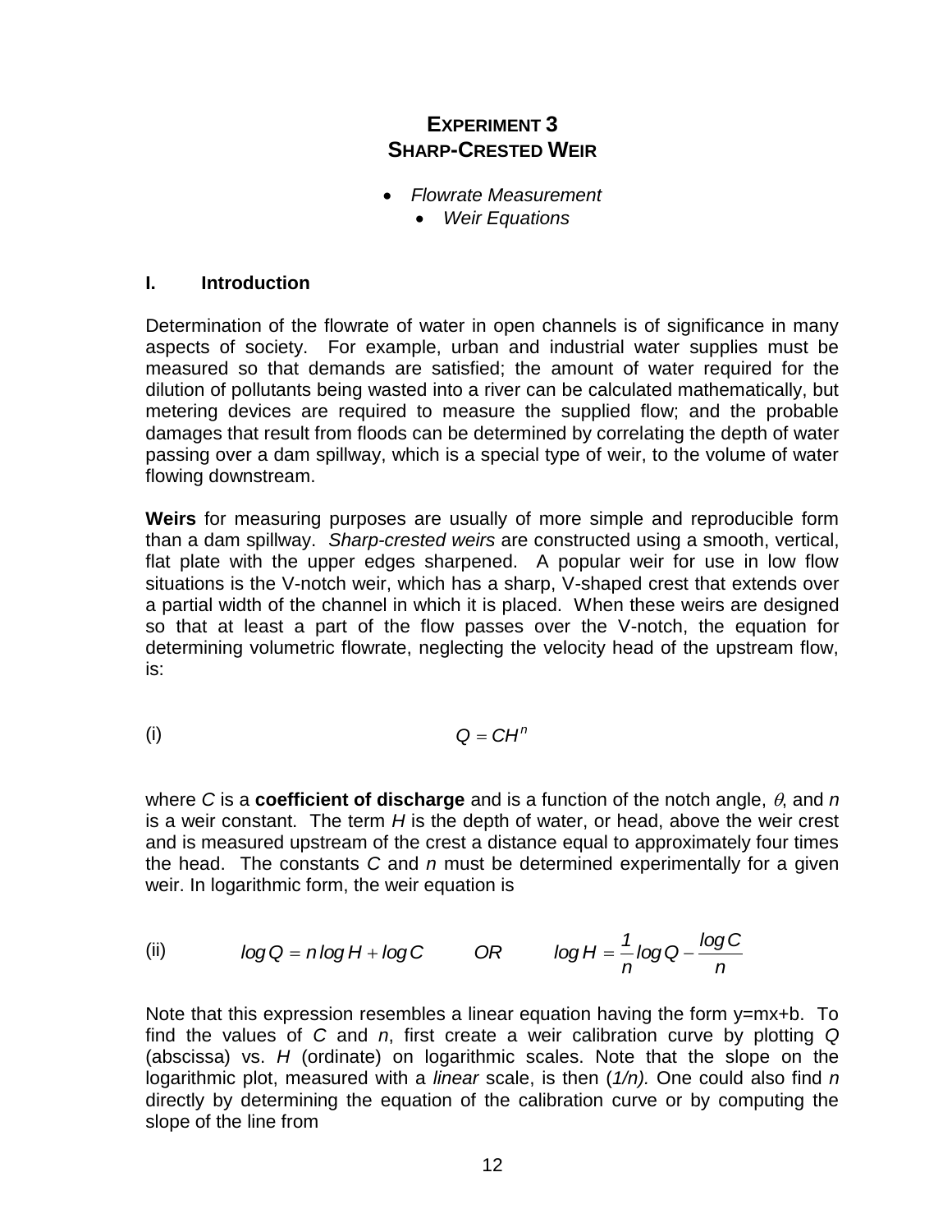# EXPERIMENT 3
# SHARP-CRESTED WEIR

- *Flowrate Measurement*
    - *Weir Equations*

## I. Introduction

Determination of the flowrate of water in open channels is of significance in many aspects of society. For example, urban and industrial water supplies must be measured so that demands are satisfied; the amount of water required for the dilution of pollutants being wasted into a river can be calculated mathematically, but metering devices are required to measure the supplied flow; and the probable damages that result from floods can be determined by correlating the depth of water passing over a dam spillway, which is a special type of weir, to the volume of water flowing downstream.

**Weirs** for measuring purposes are usually of more simple and reproducible form than a dam spillway. *Sharp-crested weirs* are constructed using a smooth, vertical, flat plate with the upper edges sharpened. A popular weir for use in low flow situations is the V-notch weir, which has a sharp, V-shaped crest that extends over a partial width of the channel in which it is placed. When these weirs are designed so that at least a part of the flow passes over the V-notch, the equation for determining volumetric flowrate, neglecting the velocity head of the upstream flow, is:

(i) $$Q = CH^n$$

where $C$ is a **coefficient of discharge** and is a function of the notch angle, $\theta$, and $n$ is a weir constant. The term $H$ is the depth of water, or head, above the weir crest and is measured upstream of the crest a distance equal to approximately four times the head. The constants $C$ and $n$ must be determined experimentally for a given weir. In logarithmic form, the weir equation is

(ii) $$\log Q = n \log H + \log C \qquad OR \qquad \log H = \frac{1}{n}\log Q - \frac{\log C}{n}$$

Note that this expression resembles a linear equation having the form y=mx+b. To find the values of $C$ and $n$, first create a weir calibration curve by plotting $Q$ (abscissa) vs. $H$ (ordinate) on logarithmic scales. Note that the slope on the logarithmic plot, measured with a *linear* scale, is then (*1/n).* One could also find $n$ directly by determining the equation of the calibration curve or by computing the slope of the line from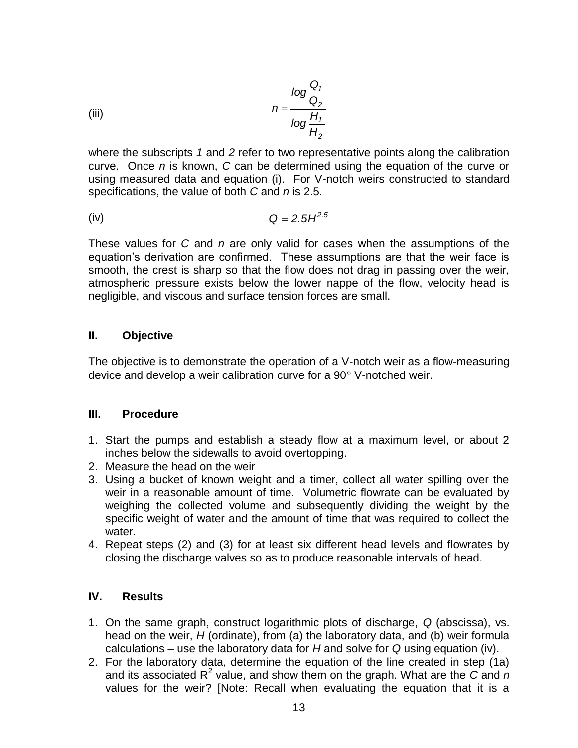(iii)

$$n = \frac{\log \frac{Q_1}{Q_2}}{\log \frac{H_1}{H_2}}$$

where the subscripts *1* and *2* refer to two representative points along the calibration curve. Once *n* is known, *C* can be determined using the equation of the curve or using measured data and equation (i). For V-notch weirs constructed to standard specifications, the value of both *C* and *n* is 2.5.

(iv)

$$Q = 2.5H^{2.5}$$

These values for *C* and *n* are only valid for cases when the assumptions of the equation's derivation are confirmed. These assumptions are that the weir face is smooth, the crest is sharp so that the flow does not drag in passing over the weir, atmospheric pressure exists below the lower nappe of the flow, velocity head is negligible, and viscous and surface tension forces are small.

## II. Objective

The objective is to demonstrate the operation of a V-notch weir as a flow-measuring device and develop a weir calibration curve for a 90° V-notched weir.

## III. Procedure

1. Start the pumps and establish a steady flow at a maximum level, or about 2 inches below the sidewalls to avoid overtopping.
2. Measure the head on the weir
3. Using a bucket of known weight and a timer, collect all water spilling over the weir in a reasonable amount of time. Volumetric flowrate can be evaluated by weighing the collected volume and subsequently dividing the weight by the specific weight of water and the amount of time that was required to collect the water.
4. Repeat steps (2) and (3) for at least six different head levels and flowrates by closing the discharge valves so as to produce reasonable intervals of head.

## IV. Results

1. On the same graph, construct logarithmic plots of discharge, *Q* (abscissa), vs. head on the weir, *H* (ordinate), from (a) the laboratory data, and (b) weir formula calculations – use the laboratory data for *H* and solve for *Q* using equation (iv).
2. For the laboratory data, determine the equation of the line created in step (1a) and its associated $R^2$ value, and show them on the graph. What are the *C* and *n* values for the weir? [Note: Recall when evaluating the equation that it is a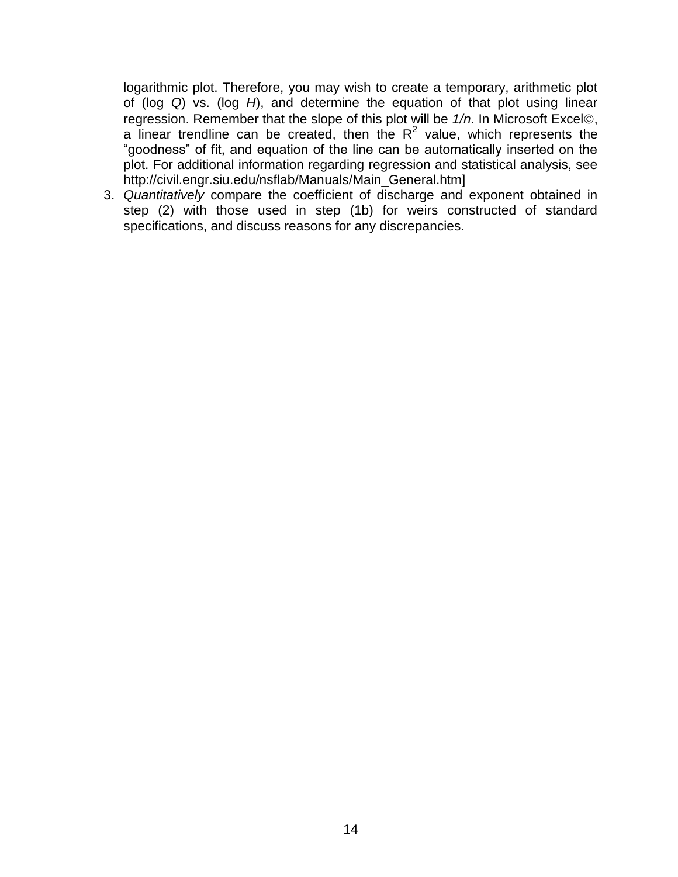logarithmic plot. Therefore, you may wish to create a temporary, arithmetic plot of (log *Q*) vs. (log *H*), and determine the equation of that plot using linear regression. Remember that the slope of this plot will be *1/n*. In Microsoft Excel©, a linear trendline can be created, then the $R^2$ value, which represents the "goodness" of fit, and equation of the line can be automatically inserted on the plot. For additional information regarding regression and statistical analysis, see http://civil.engr.siu.edu/nsflab/Manuals/Main_General.htm]

3. *Quantitatively* compare the coefficient of discharge and exponent obtained in step (2) with those used in step (1b) for weirs constructed of standard specifications, and discuss reasons for any discrepancies.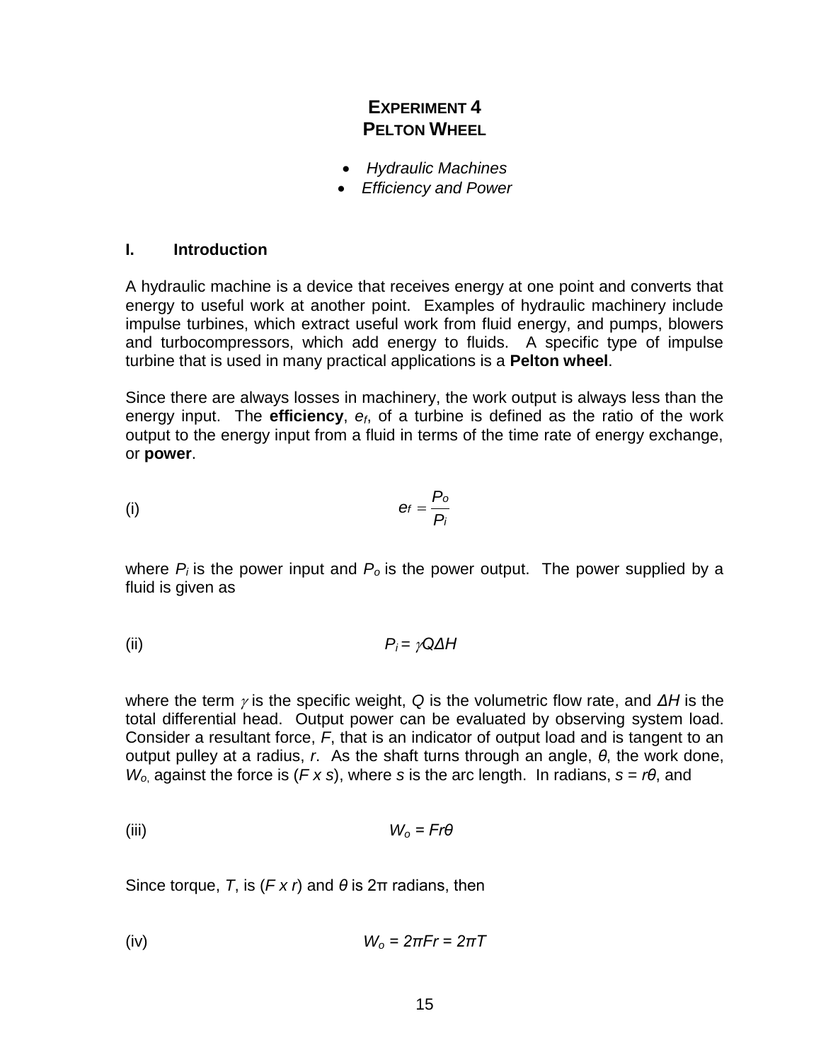# **Experiment 4**
# **Pelton Wheel**

- *Hydraulic Machines*
- *Efficiency and Power*

## I. Introduction

A hydraulic machine is a device that receives energy at one point and converts that energy to useful work at another point. Examples of hydraulic machinery include impulse turbines, which extract useful work from fluid energy, and pumps, blowers and turbocompressors, which add energy to fluids. A specific type of impulse turbine that is used in many practical applications is a **Pelton wheel**.

Since there are always losses in machinery, the work output is always less than the energy input. The **efficiency**, $e_f$, of a turbine is defined as the ratio of the work output to the energy input from a fluid in terms of the time rate of energy exchange, or **power**.

(i) $$e_f = \frac{P_o}{P_i}$$

where $P_i$ is the power input and $P_o$ is the power output. The power supplied by a fluid is given as

(ii) $$P_i = \gamma Q \Delta H$$

where the term $\gamma$ is the specific weight, $Q$ is the volumetric flow rate, and $\Delta H$ is the total differential head. Output power can be evaluated by observing system load. Consider a resultant force, $F$, that is an indicator of output load and is tangent to an output pulley at a radius, $r$. As the shaft turns through an angle, $\theta$, the work done, $W_o$, against the force is ($F \times s$), where $s$ is the arc length. In radians, $s = r\theta$, and

(iii) $$W_o = Fr\theta$$

Since torque, $T$, is ($F \times r$) and $\theta$ is $2\pi$ radians, then

(iv) $$W_o = 2\pi Fr = 2\pi T$$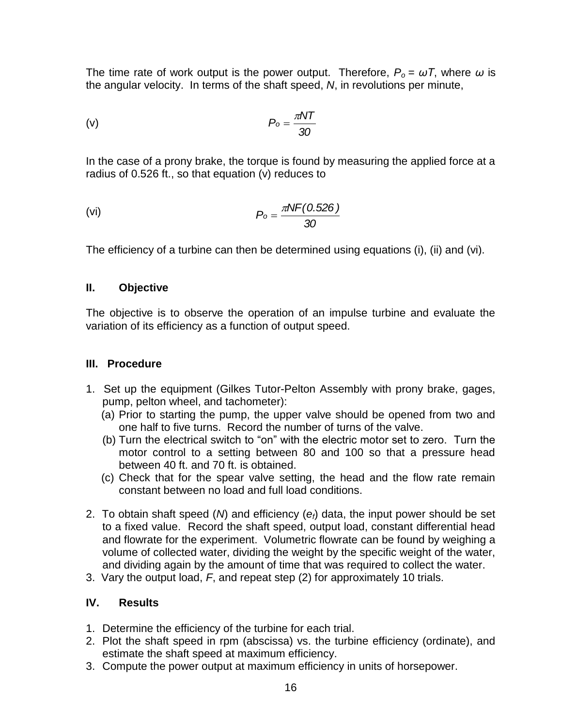The time rate of work output is the power output. Therefore, $P_o = \omega T$, where $\omega$ is the angular velocity. In terms of the shaft speed, $N$, in revolutions per minute,

$$P_o = \frac{\pi N T}{30} \qquad \text{(v)}$$

In the case of a prony brake, the torque is found by measuring the applied force at a radius of 0.526 ft., so that equation (v) reduces to

$$P_o = \frac{\pi N F (0.526)}{30} \qquad \text{(vi)}$$

The efficiency of a turbine can then be determined using equations (i), (ii) and (vi).

## II. Objective

The objective is to observe the operation of an impulse turbine and evaluate the variation of its efficiency as a function of output speed.

## III. Procedure

1. Set up the equipment (Gilkes Tutor-Pelton Assembly with prony brake, gages, pump, pelton wheel, and tachometer):
   (a) Prior to starting the pump, the upper valve should be opened from two and one half to five turns. Record the number of turns of the valve.
   (b) Turn the electrical switch to "on" with the electric motor set to zero. Turn the motor control to a setting between 80 and 100 so that a pressure head between 40 ft. and 70 ft. is obtained.
   (c) Check that for the spear valve setting, the head and the flow rate remain constant between no load and full load conditions.
2. To obtain shaft speed ($N$) and efficiency ($e_f$) data, the input power should be set to a fixed value. Record the shaft speed, output load, constant differential head and flowrate for the experiment. Volumetric flowrate can be found by weighing a volume of collected water, dividing the weight by the specific weight of the water, and dividing again by the amount of time that was required to collect the water.
3. Vary the output load, $F$, and repeat step (2) for approximately 10 trials.

## IV. Results

1. Determine the efficiency of the turbine for each trial.
2. Plot the shaft speed in rpm (abscissa) vs. the turbine efficiency (ordinate), and estimate the shaft speed at maximum efficiency.
3. Compute the power output at maximum efficiency in units of horsepower.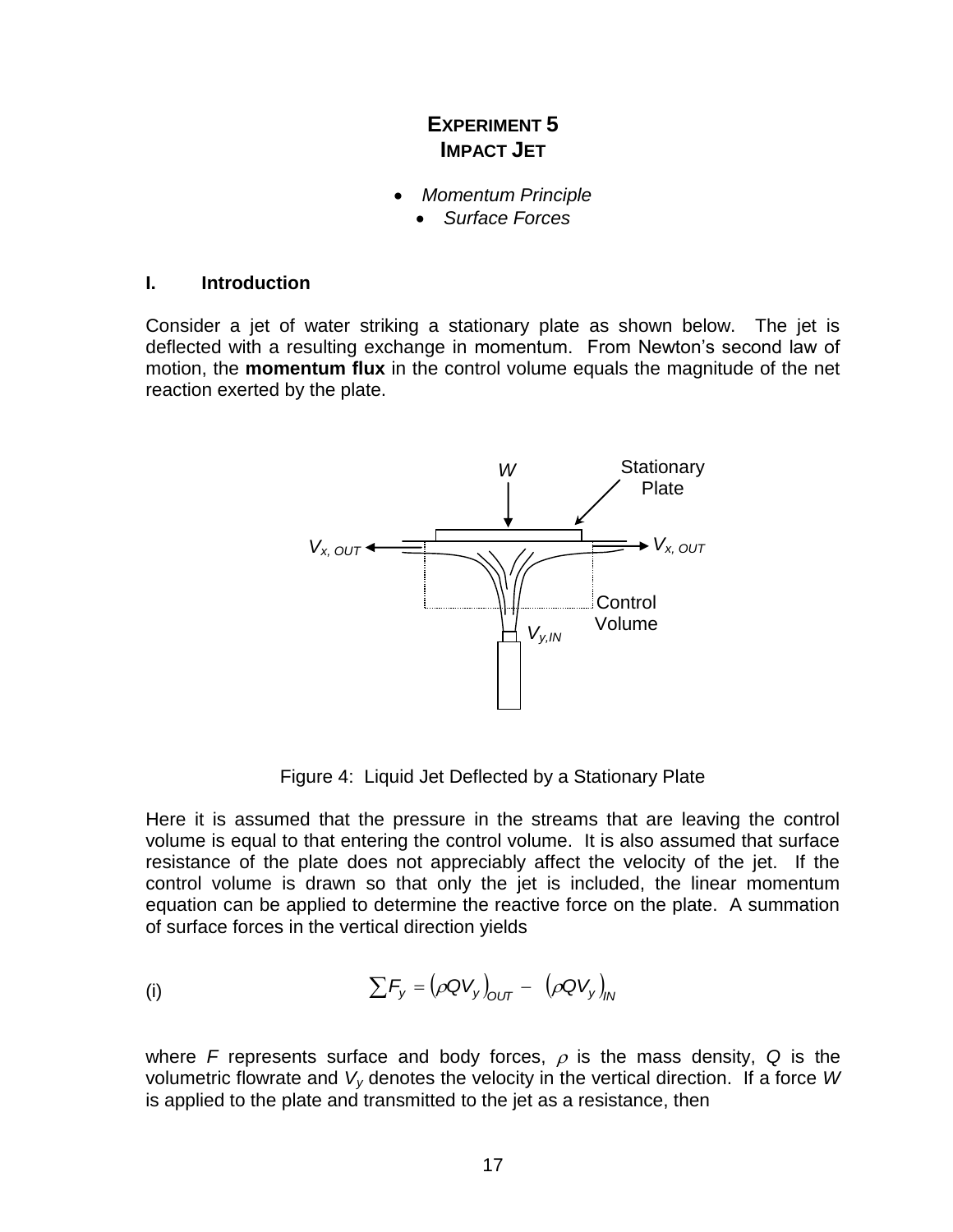# EXPERIMENT 5
# IMPACT JET

- *Momentum Principle*
- *Surface Forces*

## I. Introduction

Consider a jet of water striking a stationary plate as shown below. The jet is deflected with a resulting exchange in momentum. From Newton's second law of motion, the **momentum flux** in the control volume equals the magnitude of the net reaction exerted by the plate.

Figure 4: Liquid Jet Deflected by a Stationary Plate

Here it is assumed that the pressure in the streams that are leaving the control volume is equal to that entering the control volume. It is also assumed that surface resistance of the plate does not appreciably affect the velocity of the jet. If the control volume is drawn so that only the jet is included, the linear momentum equation can be applied to determine the reactive force on the plate. A summation of surface forces in the vertical direction yields

(i)
$$\sum F_y = \left(\rho Q V_y\right)_{OUT} - \left(\rho Q V_y\right)_{IN}$$

where $F$ represents surface and body forces, $\rho$ is the mass density, $Q$ is the volumetric flowrate and $V_y$ denotes the velocity in the vertical direction. If a force $W$ is applied to the plate and transmitted to the jet as a resistance, then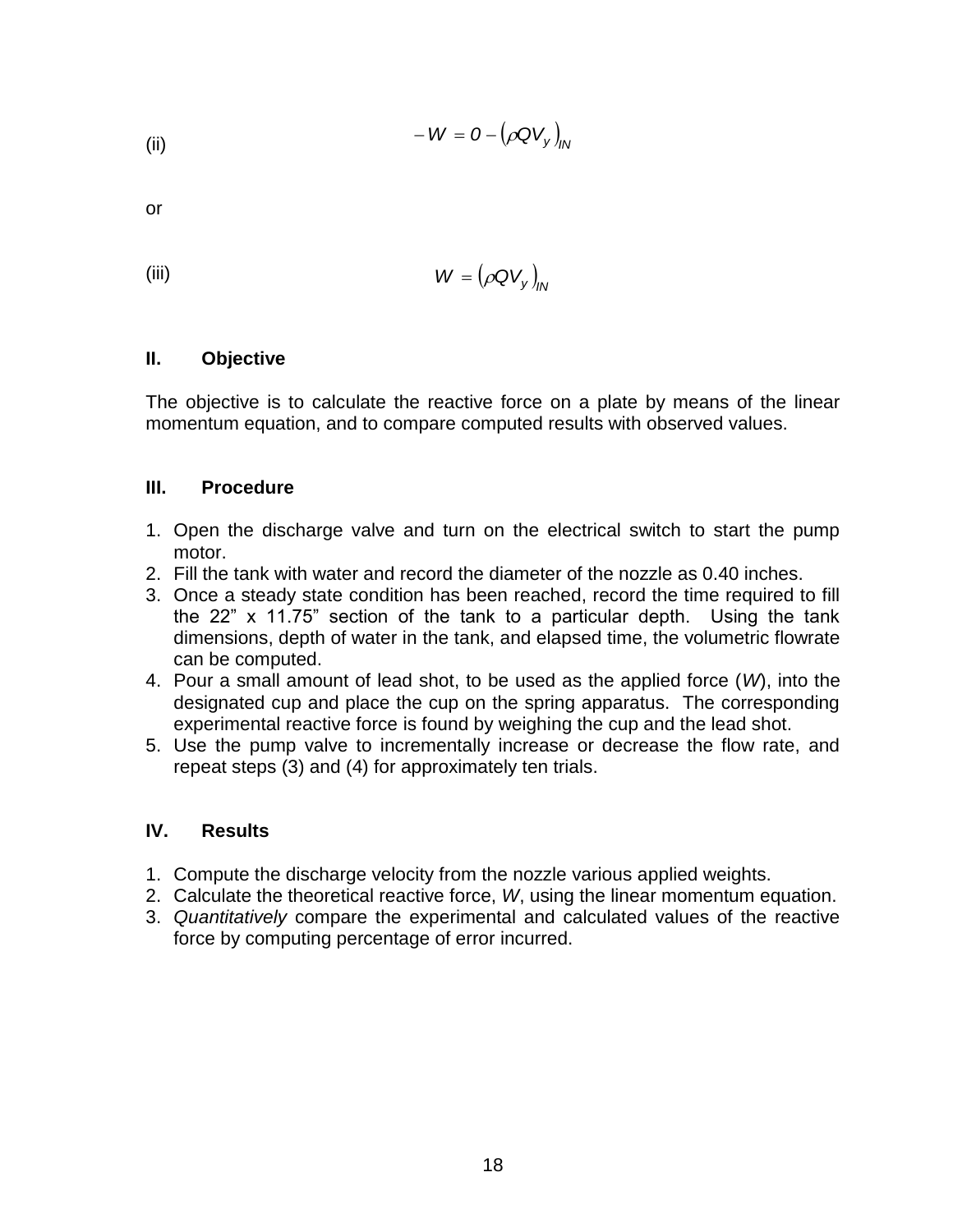(ii)

$$-W = 0 - \left(\rho Q V_y\right)_{IN}$$

or

(iii)

$$W = \left(\rho Q V_y\right)_{IN}$$

## II. Objective

The objective is to calculate the reactive force on a plate by means of the linear momentum equation, and to compare computed results with observed values.

## III. Procedure

1. Open the discharge valve and turn on the electrical switch to start the pump motor.
2. Fill the tank with water and record the diameter of the nozzle as 0.40 inches.
3. Once a steady state condition has been reached, record the time required to fill the 22" x 11.75" section of the tank to a particular depth. Using the tank dimensions, depth of water in the tank, and elapsed time, the volumetric flowrate can be computed.
4. Pour a small amount of lead shot, to be used as the applied force ($W$), into the designated cup and place the cup on the spring apparatus. The corresponding experimental reactive force is found by weighing the cup and the lead shot.
5. Use the pump valve to incrementally increase or decrease the flow rate, and repeat steps (3) and (4) for approximately ten trials.

## IV. Results

1. Compute the discharge velocity from the nozzle various applied weights.
2. Calculate the theoretical reactive force, $W$, using the linear momentum equation.
3. *Quantitatively* compare the experimental and calculated values of the reactive force by computing percentage of error incurred.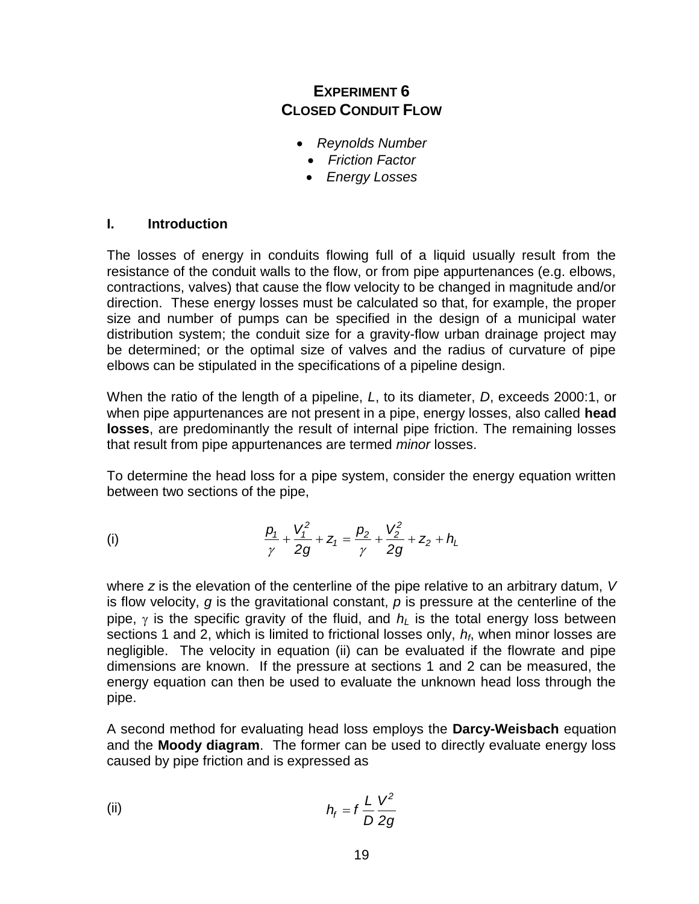# EXPERIMENT 6
# CLOSED CONDUIT FLOW

- *Reynolds Number*
- *Friction Factor*
- *Energy Losses*

## I. Introduction

The losses of energy in conduits flowing full of a liquid usually result from the resistance of the conduit walls to the flow, or from pipe appurtenances (e.g. elbows, contractions, valves) that cause the flow velocity to be changed in magnitude and/or direction. These energy losses must be calculated so that, for example, the proper size and number of pumps can be specified in the design of a municipal water distribution system; the conduit size for a gravity-flow urban drainage project may be determined; or the optimal size of valves and the radius of curvature of pipe elbows can be stipulated in the specifications of a pipeline design.

When the ratio of the length of a pipeline, *L*, to its diameter, *D*, exceeds 2000:1, or when pipe appurtenances are not present in a pipe, energy losses, also called **head losses**, are predominantly the result of internal pipe friction. The remaining losses that result from pipe appurtenances are termed *minor* losses.

To determine the head loss for a pipe system, consider the energy equation written between two sections of the pipe,

(i)
$$\frac{p_1}{\gamma} + \frac{V_1^2}{2g} + z_1 = \frac{p_2}{\gamma} + \frac{V_2^2}{2g} + z_2 + h_L$$

where $z$ is the elevation of the centerline of the pipe relative to an arbitrary datum, $V$ is flow velocity, $g$ is the gravitational constant, $p$ is pressure at the centerline of the pipe, $\gamma$ is the specific gravity of the fluid, and $h_L$ is the total energy loss between sections 1 and 2, which is limited to frictional losses only, $h_f$, when minor losses are negligible. The velocity in equation (ii) can be evaluated if the flowrate and pipe dimensions are known. If the pressure at sections 1 and 2 can be measured, the energy equation can then be used to evaluate the unknown head loss through the pipe.

A second method for evaluating head loss employs the **Darcy-Weisbach** equation and the **Moody diagram**. The former can be used to directly evaluate energy loss caused by pipe friction and is expressed as

(ii)
$$h_f = f \frac{L}{D} \frac{V^2}{2g}$$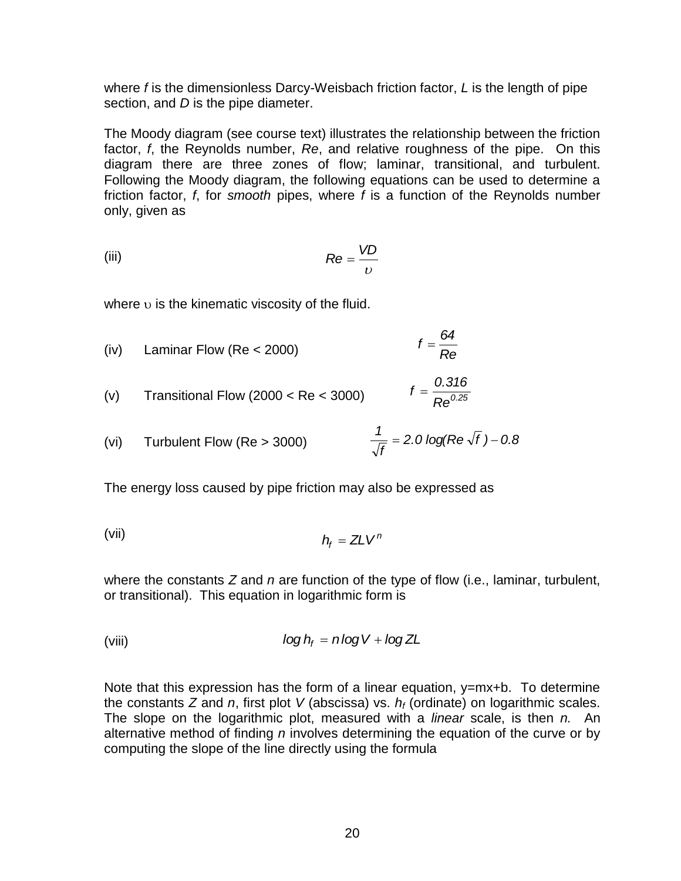where $f$ is the dimensionless Darcy-Weisbach friction factor, $L$ is the length of pipe section, and $D$ is the pipe diameter.

The Moody diagram (see course text) illustrates the relationship between the friction factor, $f$, the Reynolds number, $Re$, and relative roughness of the pipe. On this diagram there are three zones of flow; laminar, transitional, and turbulent. Following the Moody diagram, the following equations can be used to determine a friction factor, $f$, for *smooth* pipes, where $f$ is a function of the Reynolds number only, given as

(iii) $$Re = \frac{VD}{\upsilon}$$

where $\upsilon$ is the kinematic viscosity of the fluid.

(iv) Laminar Flow (Re < 2000) $$f = \frac{64}{Re}$$

(v) Transitional Flow (2000 < Re < 3000) $$f = \frac{0.316}{Re^{0.25}}$$

(vi) Turbulent Flow (Re > 3000) $$\frac{1}{\sqrt{f}} = 2.0 \log(Re\sqrt{f}) - 0.8$$

The energy loss caused by pipe friction may also be expressed as

(vii) $$h_f = ZLV^n$$

where the constants $Z$ and $n$ are function of the type of flow (i.e., laminar, turbulent, or transitional). This equation in logarithmic form is

(viii) $$\log h_f = n \log V + \log ZL$$

Note that this expression has the form of a linear equation, y=mx+b. To determine the constants $Z$ and $n$, first plot $V$ (abscissa) vs. $h_f$ (ordinate) on logarithmic scales. The slope on the logarithmic plot, measured with a *linear* scale, is then $n$. An alternative method of finding $n$ involves determining the equation of the curve or by computing the slope of the line directly using the formula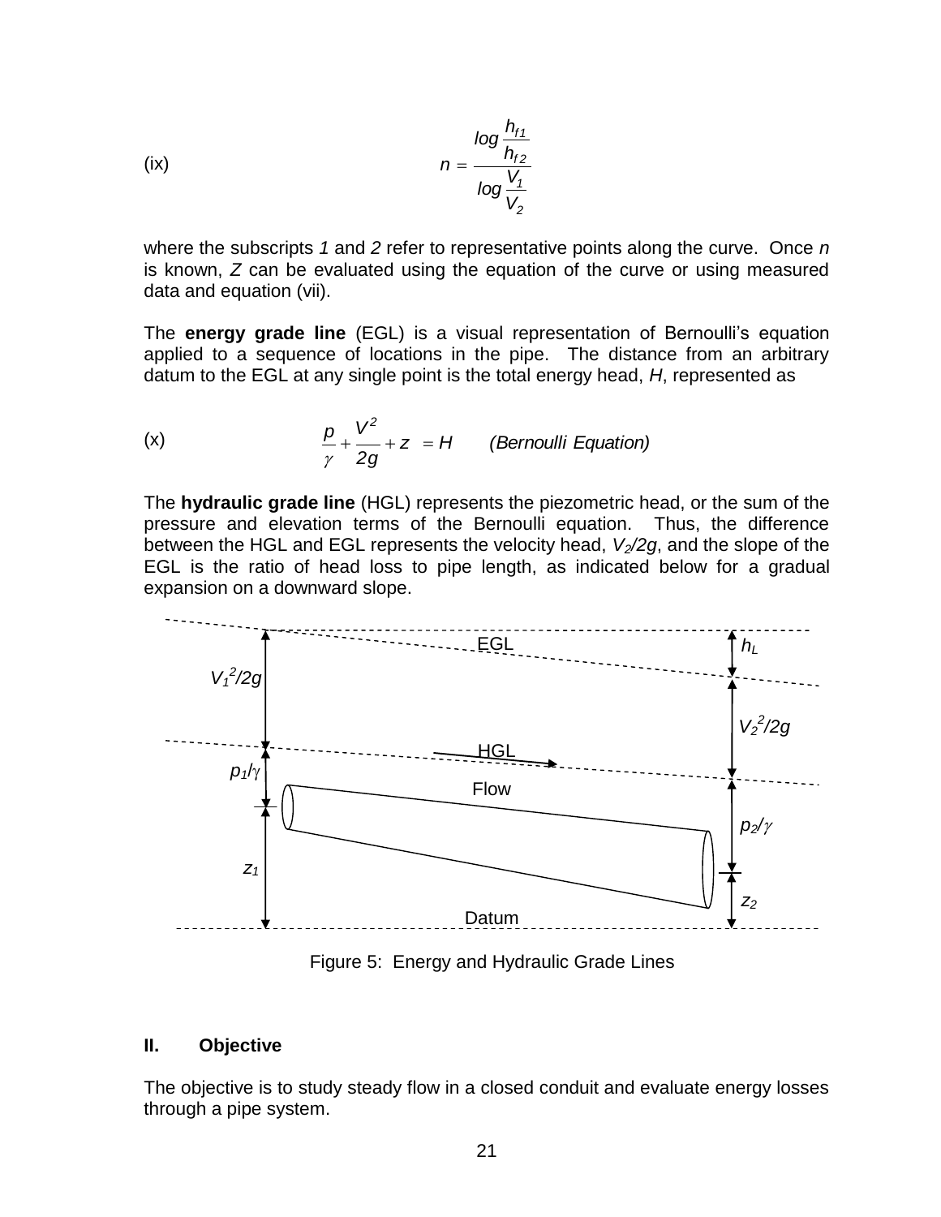(ix)

$$n = \frac{\log \frac{h_{f1}}{h_{f2}}}{\log \frac{V_1}{V_2}}$$

where the subscripts *1* and *2* refer to representative points along the curve. Once *n* is known, *Z* can be evaluated using the equation of the curve or using measured data and equation (vii).

The **energy grade line** (EGL) is a visual representation of Bernoulli's equation applied to a sequence of locations in the pipe. The distance from an arbitrary datum to the EGL at any single point is the total energy head, *H*, represented as

(x)

$$\frac{p}{\gamma} + \frac{V^2}{2g} + z = H \qquad \textit{(Bernoulli Equation)}$$

The **hydraulic grade line** (HGL) represents the piezometric head, or the sum of the pressure and elevation terms of the Bernoulli equation. Thus, the difference between the HGL and EGL represents the velocity head, $V_2/2g$, and the slope of the EGL is the ratio of head loss to pipe length, as indicated below for a gradual expansion on a downward slope.

Figure 5: Energy and Hydraulic Grade Lines

## II. Objective

The objective is to study steady flow in a closed conduit and evaluate energy losses through a pipe system.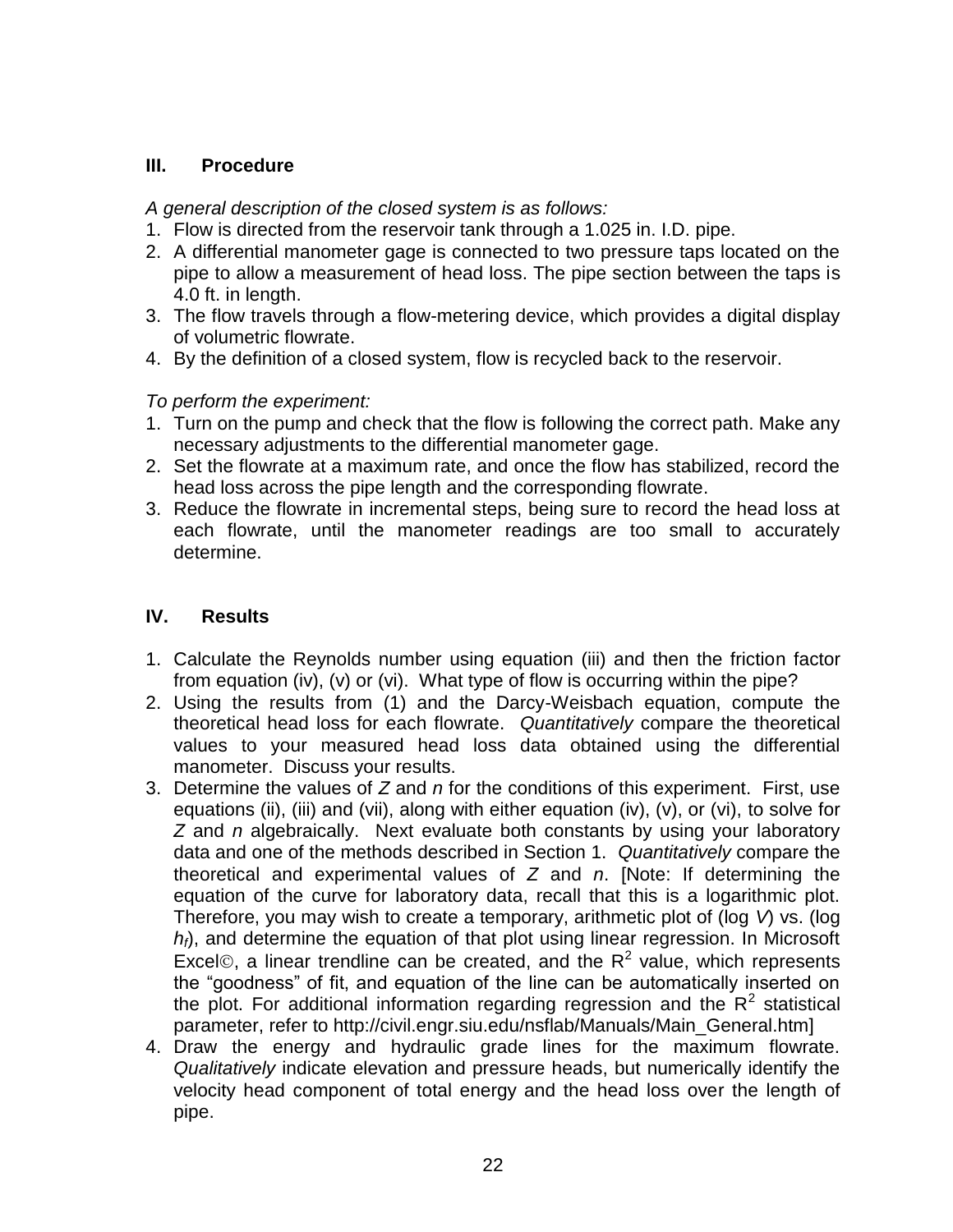## III. Procedure

*A general description of the closed system is as follows:*

1. Flow is directed from the reservoir tank through a 1.025 in. I.D. pipe.
2. A differential manometer gage is connected to two pressure taps located on the pipe to allow a measurement of head loss. The pipe section between the taps is 4.0 ft. in length.
3. The flow travels through a flow-metering device, which provides a digital display of volumetric flowrate.
4. By the definition of a closed system, flow is recycled back to the reservoir.

*To perform the experiment:*

1. Turn on the pump and check that the flow is following the correct path. Make any necessary adjustments to the differential manometer gage.
2. Set the flowrate at a maximum rate, and once the flow has stabilized, record the head loss across the pipe length and the corresponding flowrate.
3. Reduce the flowrate in incremental steps, being sure to record the head loss at each flowrate, until the manometer readings are too small to accurately determine.

## IV. Results

1. Calculate the Reynolds number using equation (iii) and then the friction factor from equation (iv), (v) or (vi). What type of flow is occurring within the pipe?
2. Using the results from (1) and the Darcy-Weisbach equation, compute the theoretical head loss for each flowrate. *Quantitatively* compare the theoretical values to your measured head loss data obtained using the differential manometer. Discuss your results.
3. Determine the values of $Z$ and $n$ for the conditions of this experiment. First, use equations (ii), (iii) and (vii), along with either equation (iv), (v), or (vi), to solve for $Z$ and $n$ algebraically. Next evaluate both constants by using your laboratory data and one of the methods described in Section 1. *Quantitatively* compare the theoretical and experimental values of $Z$ and $n$. [Note: If determining the equation of the curve for laboratory data, recall that this is a logarithmic plot. Therefore, you may wish to create a temporary, arithmetic plot of (log $V$) vs. (log $h_f$), and determine the equation of that plot using linear regression. In Microsoft Excel©, a linear trendline can be created, and the $R^2$ value, which represents the "goodness" of fit, and equation of the line can be automatically inserted on the plot. For additional information regarding regression and the $R^2$ statistical parameter, refer to http://civil.engr.siu.edu/nsflab/Manuals/Main_General.htm]
4. Draw the energy and hydraulic grade lines for the maximum flowrate. *Qualitatively* indicate elevation and pressure heads, but numerically identify the velocity head component of total energy and the head loss over the length of pipe.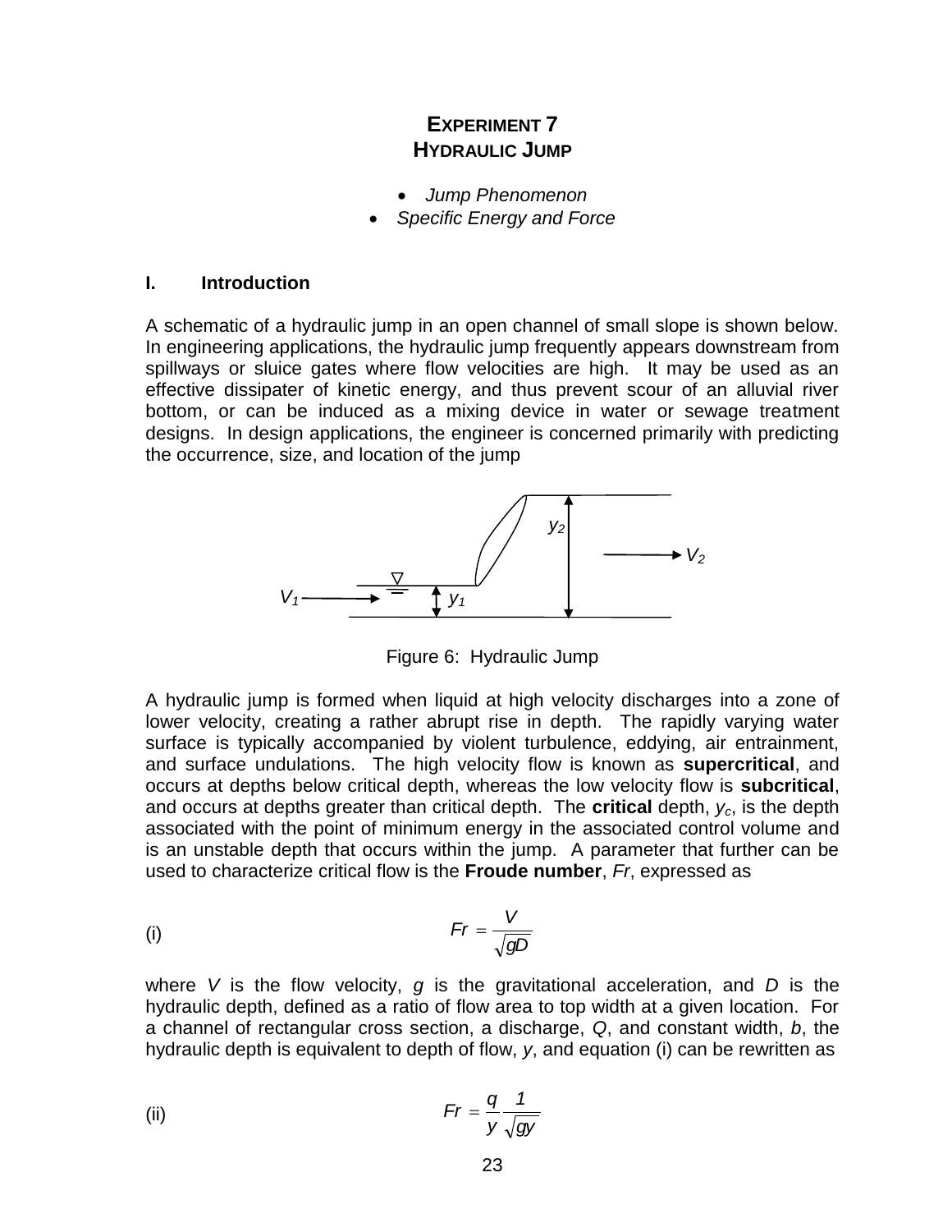# EXPERIMENT 7
# HYDRAULIC JUMP

- *Jump Phenomenon*
- *Specific Energy and Force*

## I. Introduction

A schematic of a hydraulic jump in an open channel of small slope is shown below. In engineering applications, the hydraulic jump frequently appears downstream from spillways or sluice gates where flow velocities are high. It may be used as an effective dissipater of kinetic energy, and thus prevent scour of an alluvial river bottom, or can be induced as a mixing device in water or sewage treatment designs. In design applications, the engineer is concerned primarily with predicting the occurrence, size, and location of the jump

Figure 6: Hydraulic Jump

A hydraulic jump is formed when liquid at high velocity discharges into a zone of lower velocity, creating a rather abrupt rise in depth. The rapidly varying water surface is typically accompanied by violent turbulence, eddying, air entrainment, and surface undulations. The high velocity flow is known as **supercritical**, and occurs at depths below critical depth, whereas the low velocity flow is **subcritical**, and occurs at depths greater than critical depth. The **critical** depth, $y_c$, is the depth associated with the point of minimum energy in the associated control volume and is an unstable depth that occurs within the jump. A parameter that further can be used to characterize critical flow is the **Froude number**, $Fr$, expressed as

(i)
$$Fr = \frac{V}{\sqrt{gD}}$$

where $V$ is the flow velocity, $g$ is the gravitational acceleration, and $D$ is the hydraulic depth, defined as a ratio of flow area to top width at a given location. For a channel of rectangular cross section, a discharge, $Q$, and constant width, $b$, the hydraulic depth is equivalent to depth of flow, $y$, and equation (i) can be rewritten as

(ii)
$$Fr = \frac{q}{y}\frac{1}{\sqrt{gy}}$$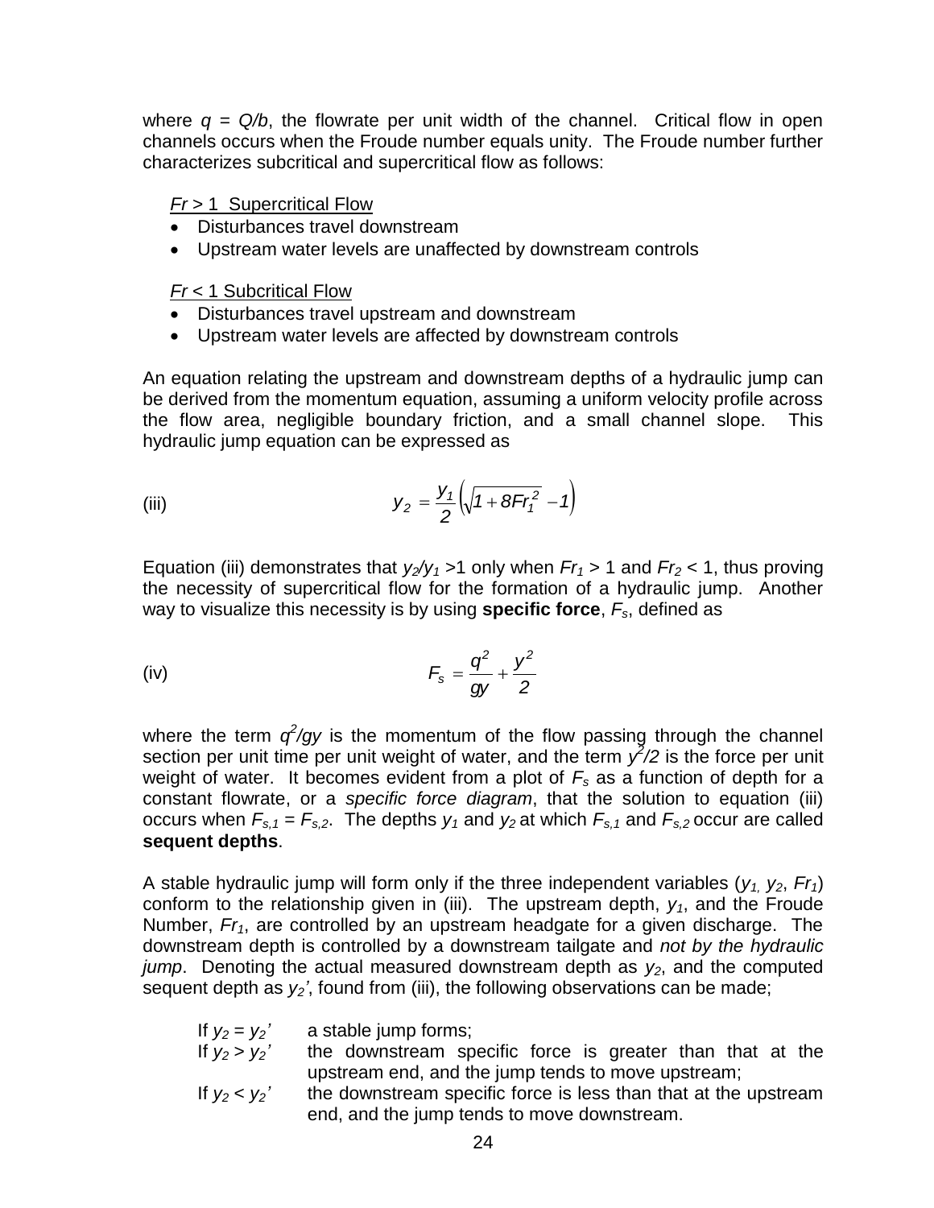where $q = Q/b$, the flowrate per unit width of the channel. Critical flow in open channels occurs when the Froude number equals unity. The Froude number further characterizes subcritical and supercritical flow as follows:

<u>$Fr > 1$ Supercritical Flow</u>

- Disturbances travel downstream
- Upstream water levels are unaffected by downstream controls

<u>$Fr < 1$ Subcritical Flow</u>

- Disturbances travel upstream and downstream
- Upstream water levels are affected by downstream controls

An equation relating the upstream and downstream depths of a hydraulic jump can be derived from the momentum equation, assuming a uniform velocity profile across the flow area, negligible boundary friction, and a small channel slope. This hydraulic jump equation can be expressed as

$$y_2 = \frac{y_1}{2}\left(\sqrt{1 + 8Fr_1^2} - 1\right) \qquad \text{(iii)}$$

Equation (iii) demonstrates that $y_2/y_1 > 1$ only when $Fr_1 > 1$ and $Fr_2 < 1$, thus proving the necessity of supercritical flow for the formation of a hydraulic jump. Another way to visualize this necessity is by using **specific force**, $F_s$, defined as

$$F_s = \frac{q^2}{gy} + \frac{y^2}{2} \qquad \text{(iv)}$$

where the term $q^2/gy$ is the momentum of the flow passing through the channel section per unit time per unit weight of water, and the term $y^2/2$ is the force per unit weight of water. It becomes evident from a plot of $F_s$ as a function of depth for a constant flowrate, or a *specific force diagram*, that the solution to equation (iii) occurs when $F_{s,1} = F_{s,2}$. The depths $y_1$ and $y_2$ at which $F_{s,1}$ and $F_{s,2}$ occur are called **sequent depths**.

A stable hydraulic jump will form only if the three independent variables ($y_1$, $y_2$, $Fr_1$) conform to the relationship given in (iii). The upstream depth, $y_1$, and the Froude Number, $Fr_1$, are controlled by an upstream headgate for a given discharge. The downstream depth is controlled by a downstream tailgate and *not by the hydraulic jump*. Denoting the actual measured downstream depth as $y_2$, and the computed sequent depth as $y_2'$, found from (iii), the following observations can be made;

If $y_2 = y_2'$ a stable jump forms;

If $y_2 > y_2'$ the downstream specific force is greater than that at the upstream end, and the jump tends to move upstream;

If $y_2 < y_2'$ the downstream specific force is less than that at the upstream end, and the jump tends to move downstream.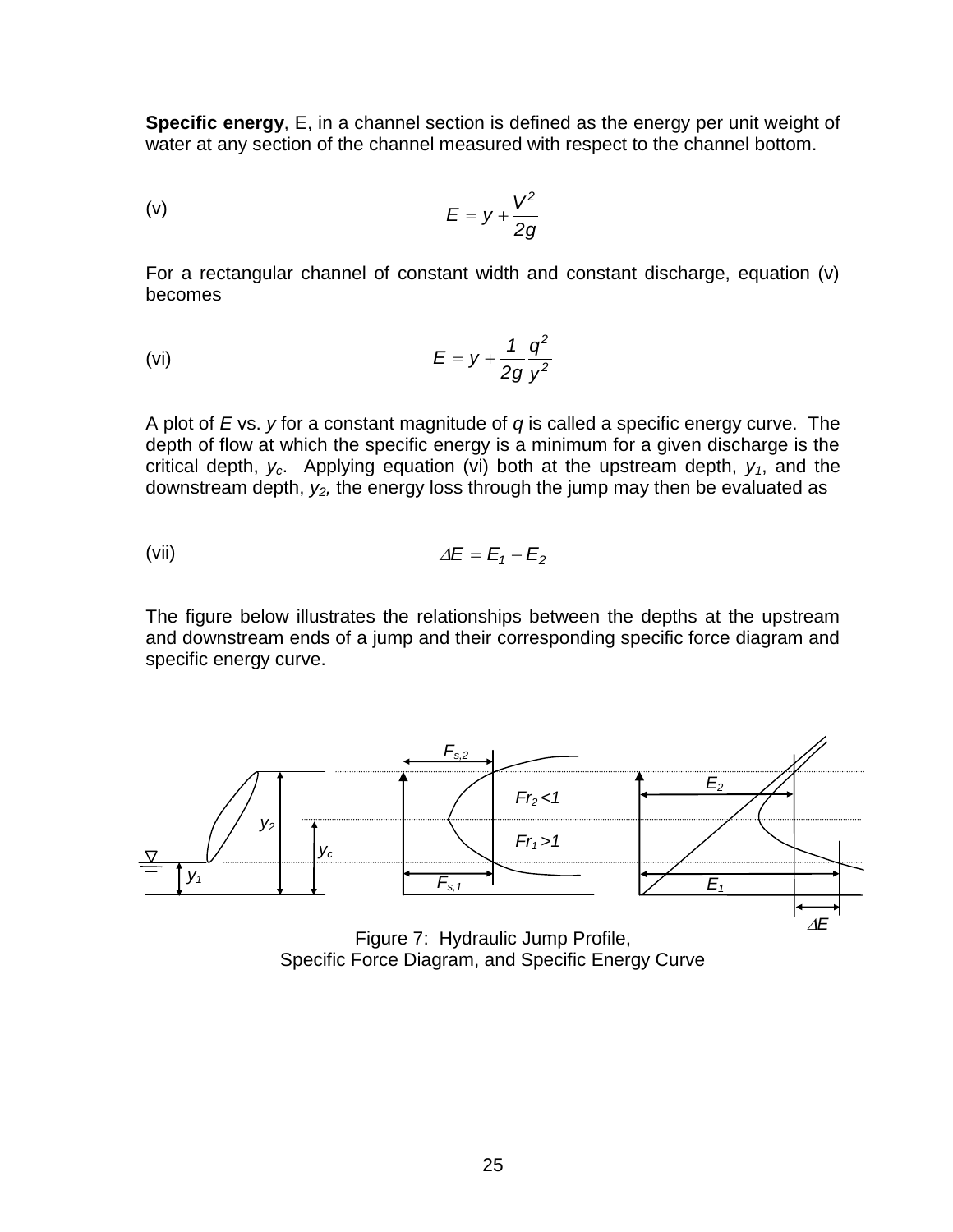**Specific energy**, E, in a channel section is defined as the energy per unit weight of water at any section of the channel measured with respect to the channel bottom.

(v)
$$E = y + \frac{V^2}{2g}$$

For a rectangular channel of constant width and constant discharge, equation (v) becomes

(vi)
$$E = y + \frac{1}{2g}\frac{q^2}{y^2}$$

A plot of $E$ vs. $y$ for a constant magnitude of $q$ is called a specific energy curve. The depth of flow at which the specific energy is a minimum for a given discharge is the critical depth, $y_c$. Applying equation (vi) both at the upstream depth, $y_1$, and the downstream depth, $y_2$, the energy loss through the jump may then be evaluated as

(vii)
$$\Delta E = E_1 - E_2$$

The figure below illustrates the relationships between the depths at the upstream and downstream ends of a jump and their corresponding specific force diagram and specific energy curve.

Figure 7: Hydraulic Jump Profile,
Specific Force Diagram, and Specific Energy Curve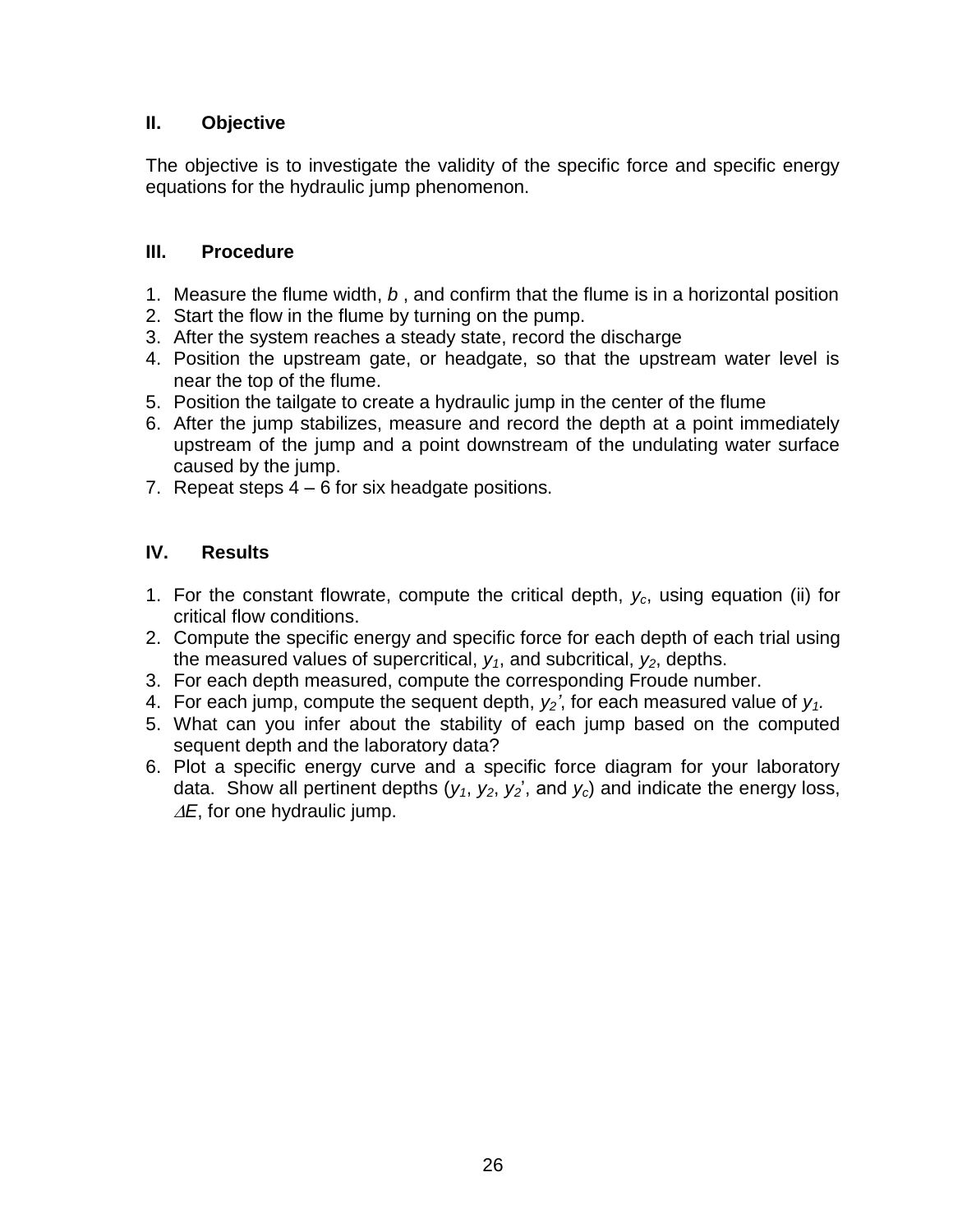## II. Objective

The objective is to investigate the validity of the specific force and specific energy equations for the hydraulic jump phenomenon.

## III. Procedure

1. Measure the flume width, $b$ , and confirm that the flume is in a horizontal position
2. Start the flow in the flume by turning on the pump.
3. After the system reaches a steady state, record the discharge
4. Position the upstream gate, or headgate, so that the upstream water level is near the top of the flume.
5. Position the tailgate to create a hydraulic jump in the center of the flume
6. After the jump stabilizes, measure and record the depth at a point immediately upstream of the jump and a point downstream of the undulating water surface caused by the jump.
7. Repeat steps 4 – 6 for six headgate positions.

## IV. Results

1. For the constant flowrate, compute the critical depth, $y_c$, using equation (ii) for critical flow conditions.
2. Compute the specific energy and specific force for each depth of each trial using the measured values of supercritical, $y_1$, and subcritical, $y_2$, depths.
3. For each depth measured, compute the corresponding Froude number.
4. For each jump, compute the sequent depth, $y_2'$, for each measured value of $y_1$.
5. What can you infer about the stability of each jump based on the computed sequent depth and the laboratory data?
6. Plot a specific energy curve and a specific force diagram for your laboratory data. Show all pertinent depths ($y_1$, $y_2$, $y_2'$, and $y_c$) and indicate the energy loss, $\Delta E$, for one hydraulic jump.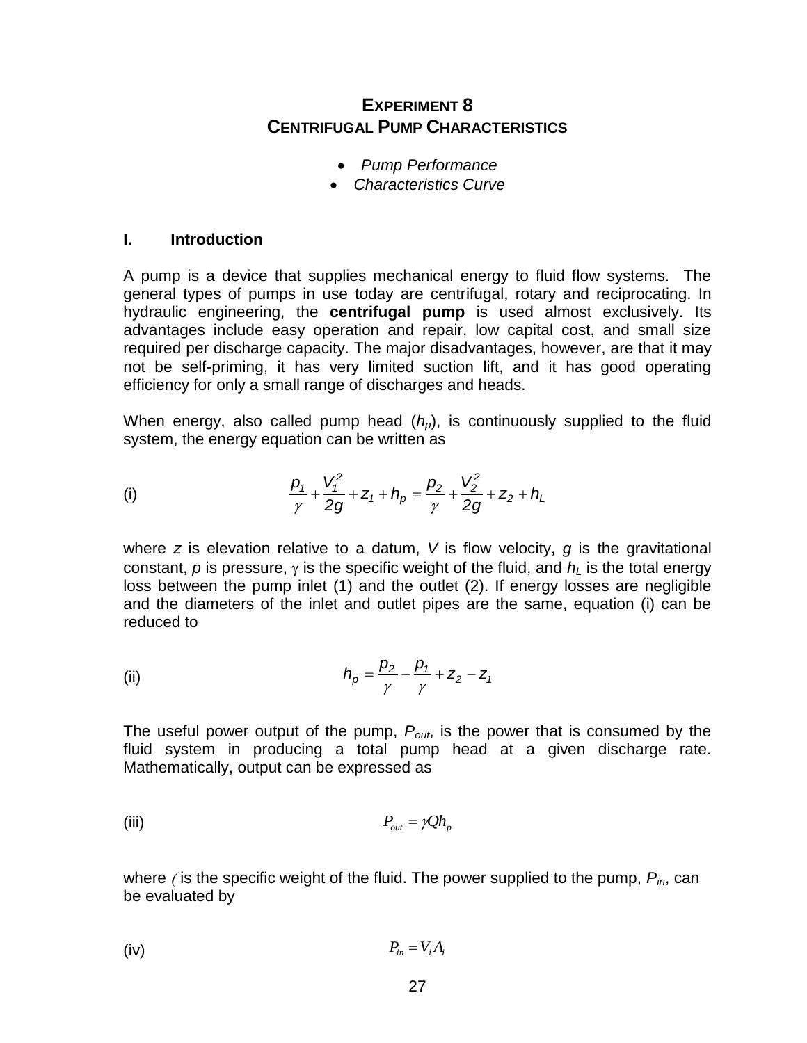# EXPERIMENT 8
# CENTRIFUGAL PUMP CHARACTERISTICS

- *Pump Performance*
- *Characteristics Curve*

## I. Introduction

A pump is a device that supplies mechanical energy to fluid flow systems. The general types of pumps in use today are centrifugal, rotary and reciprocating. In hydraulic engineering, the **centrifugal pump** is used almost exclusively. Its advantages include easy operation and repair, low capital cost, and small size required per discharge capacity. The major disadvantages, however, are that it may not be self-priming, it has very limited suction lift, and it has good operating efficiency for only a small range of discharges and heads.

When energy, also called pump head ($h_p$), is continuously supplied to the fluid system, the energy equation can be written as

(i)
$$\frac{p_1}{\gamma} + \frac{V_1^2}{2g} + z_1 + h_p = \frac{p_2}{\gamma} + \frac{V_2^2}{2g} + z_2 + h_L$$

where $z$ is elevation relative to a datum, $V$ is flow velocity, $g$ is the gravitational constant, $p$ is pressure, $\gamma$ is the specific weight of the fluid, and $h_L$ is the total energy loss between the pump inlet (1) and the outlet (2). If energy losses are negligible and the diameters of the inlet and outlet pipes are the same, equation (i) can be reduced to

(ii)
$$h_p = \frac{p_2}{\gamma} - \frac{p_1}{\gamma} + z_2 - z_1$$

The useful power output of the pump, $P_{out}$, is the power that is consumed by the fluid system in producing a total pump head at a given discharge rate. Mathematically, output can be expressed as

(iii)
$$P_{out} = \gamma Q h_p$$

where ( is the specific weight of the fluid. The power supplied to the pump, $P_{in}$, can be evaluated by

(iv)
$$P_{in} = V_i A_i$$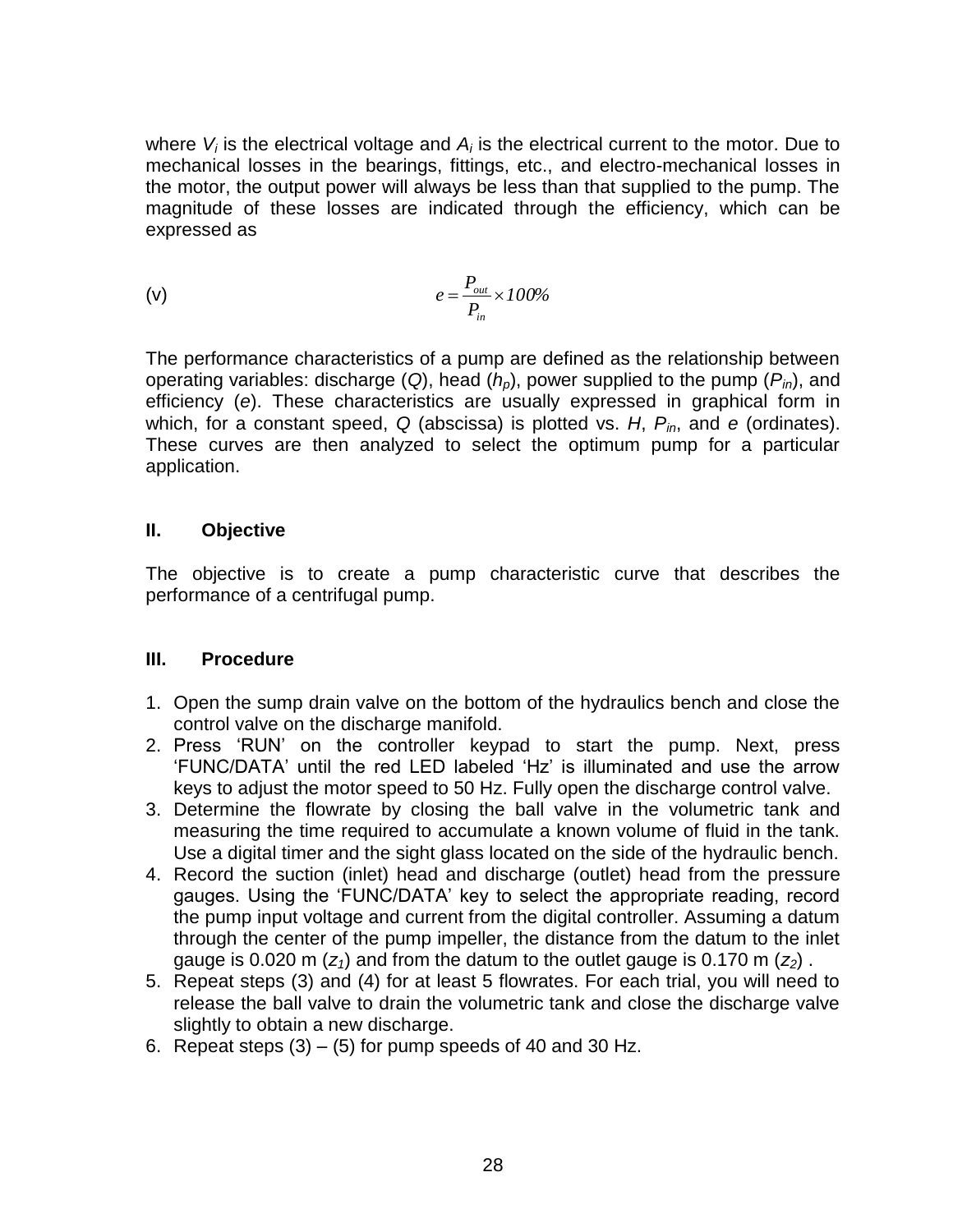where $V_i$ is the electrical voltage and $A_i$ is the electrical current to the motor. Due to mechanical losses in the bearings, fittings, etc., and electro-mechanical losses in the motor, the output power will always be less than that supplied to the pump. The magnitude of these losses are indicated through the efficiency, which can be expressed as

(v) $$e = \frac{P_{out}}{P_{in}} \times 100\%$$

The performance characteristics of a pump are defined as the relationship between operating variables: discharge ($Q$), head ($h_p$), power supplied to the pump ($P_{in}$), and efficiency ($e$). These characteristics are usually expressed in graphical form in which, for a constant speed, $Q$ (abscissa) is plotted vs. $H$, $P_{in}$, and $e$ (ordinates). These curves are then analyzed to select the optimum pump for a particular application.

## II. Objective

The objective is to create a pump characteristic curve that describes the performance of a centrifugal pump.

## III. Procedure

1. Open the sump drain valve on the bottom of the hydraulics bench and close the control valve on the discharge manifold.
2. Press 'RUN' on the controller keypad to start the pump. Next, press 'FUNC/DATA' until the red LED labeled 'Hz' is illuminated and use the arrow keys to adjust the motor speed to 50 Hz. Fully open the discharge control valve.
3. Determine the flowrate by closing the ball valve in the volumetric tank and measuring the time required to accumulate a known volume of fluid in the tank. Use a digital timer and the sight glass located on the side of the hydraulic bench.
4. Record the suction (inlet) head and discharge (outlet) head from the pressure gauges. Using the 'FUNC/DATA' key to select the appropriate reading, record the pump input voltage and current from the digital controller. Assuming a datum through the center of the pump impeller, the distance from the datum to the inlet gauge is 0.020 m ($z_1$) and from the datum to the outlet gauge is 0.170 m ($z_2$) .
5. Repeat steps (3) and (4) for at least 5 flowrates. For each trial, you will need to release the ball valve to drain the volumetric tank and close the discharge valve slightly to obtain a new discharge.
6. Repeat steps (3) – (5) for pump speeds of 40 and 30 Hz.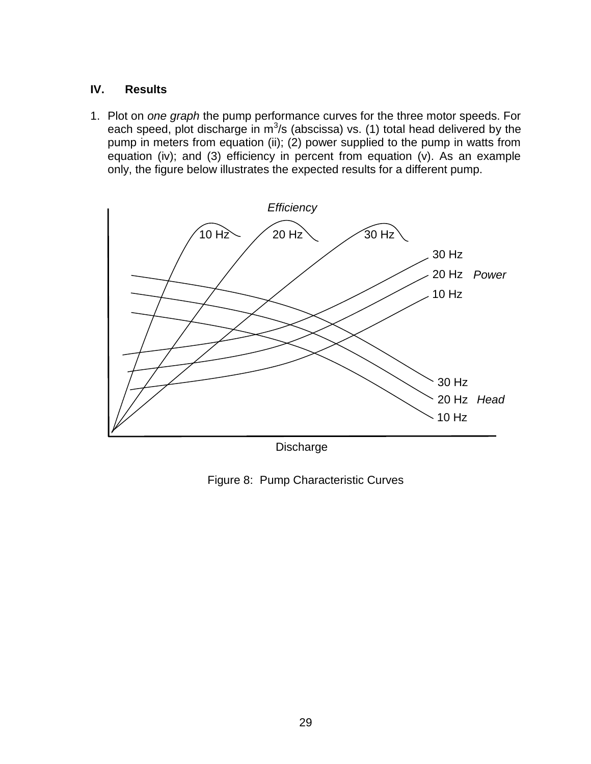## IV. Results

1. Plot on *one graph* the pump performance curves for the three motor speeds. For each speed, plot discharge in $m^3/s$ (abscissa) vs. (1) total head delivered by the pump in meters from equation (ii); (2) power supplied to the pump in watts from equation (iv); and (3) efficiency in percent from equation (v). As an example only, the figure below illustrates the expected results for a different pump.

Figure 8: Pump Characteristic Curves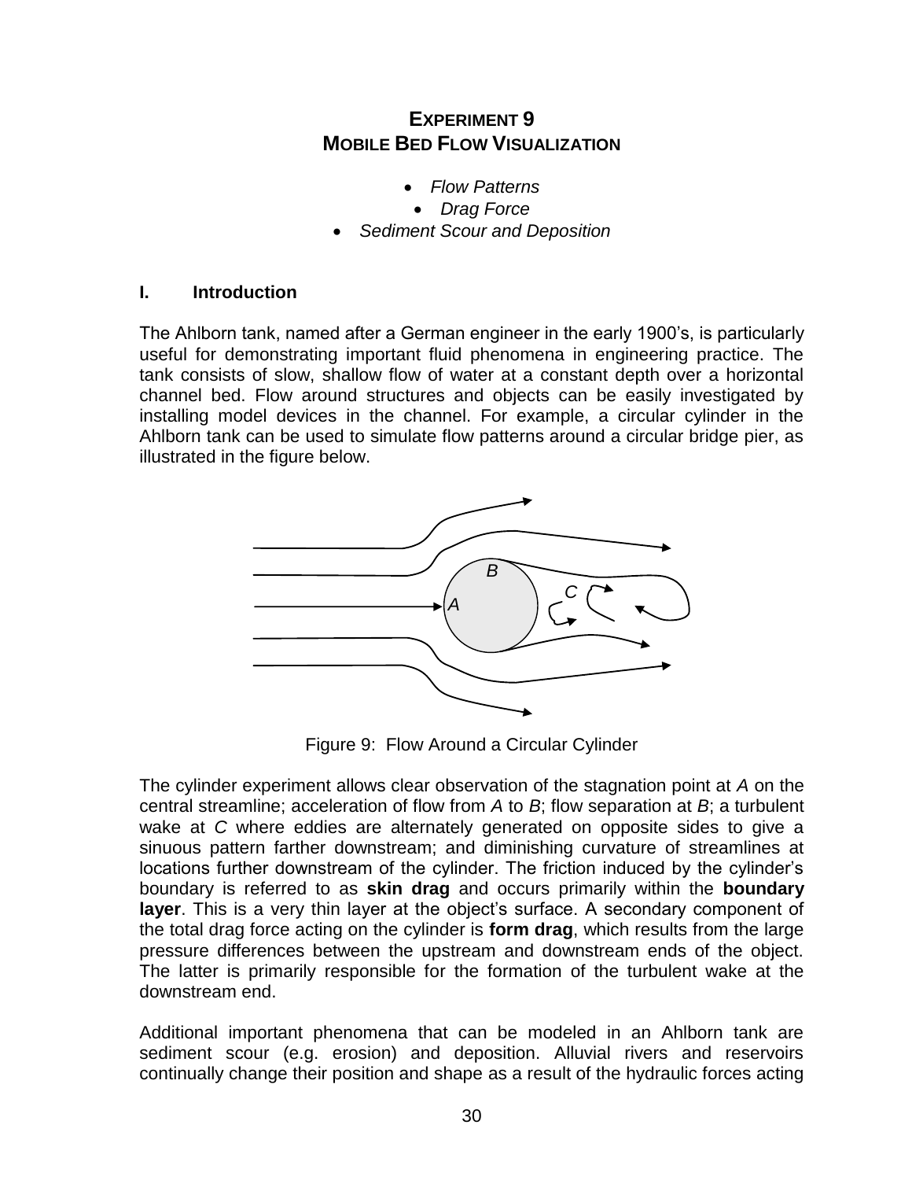# EXPERIMENT 9
# MOBILE BED FLOW VISUALIZATION

- *Flow Patterns*
- *Drag Force*
- *Sediment Scour and Deposition*

## I. Introduction

The Ahlborn tank, named after a German engineer in the early 1900's, is particularly useful for demonstrating important fluid phenomena in engineering practice. The tank consists of slow, shallow flow of water at a constant depth over a horizontal channel bed. Flow around structures and objects can be easily investigated by installing model devices in the channel. For example, a circular cylinder in the Ahlborn tank can be used to simulate flow patterns around a circular bridge pier, as illustrated in the figure below.

Figure 9: Flow Around a Circular Cylinder

The cylinder experiment allows clear observation of the stagnation point at *A* on the central streamline; acceleration of flow from *A* to *B*; flow separation at *B*; a turbulent wake at *C* where eddies are alternately generated on opposite sides to give a sinuous pattern farther downstream; and diminishing curvature of streamlines at locations further downstream of the cylinder. The friction induced by the cylinder's boundary is referred to as **skin drag** and occurs primarily within the **boundary layer**. This is a very thin layer at the object's surface. A secondary component of the total drag force acting on the cylinder is **form drag**, which results from the large pressure differences between the upstream and downstream ends of the object. The latter is primarily responsible for the formation of the turbulent wake at the downstream end.

Additional important phenomena that can be modeled in an Ahlborn tank are sediment scour (e.g. erosion) and deposition. Alluvial rivers and reservoirs continually change their position and shape as a result of the hydraulic forces acting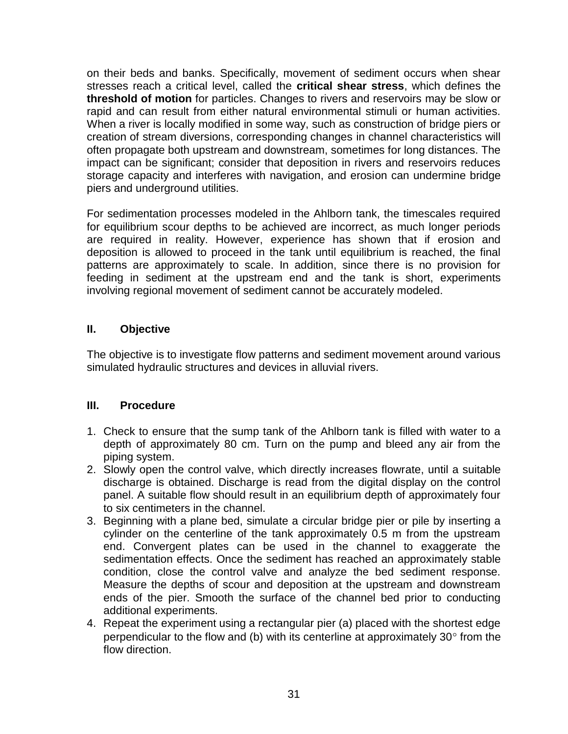on their beds and banks. Specifically, movement of sediment occurs when shear stresses reach a critical level, called the **critical shear stress**, which defines the **threshold of motion** for particles. Changes to rivers and reservoirs may be slow or rapid and can result from either natural environmental stimuli or human activities. When a river is locally modified in some way, such as construction of bridge piers or creation of stream diversions, corresponding changes in channel characteristics will often propagate both upstream and downstream, sometimes for long distances. The impact can be significant; consider that deposition in rivers and reservoirs reduces storage capacity and interferes with navigation, and erosion can undermine bridge piers and underground utilities.

For sedimentation processes modeled in the Ahlborn tank, the timescales required for equilibrium scour depths to be achieved are incorrect, as much longer periods are required in reality. However, experience has shown that if erosion and deposition is allowed to proceed in the tank until equilibrium is reached, the final patterns are approximately to scale. In addition, since there is no provision for feeding in sediment at the upstream end and the tank is short, experiments involving regional movement of sediment cannot be accurately modeled.

## II. Objective

The objective is to investigate flow patterns and sediment movement around various simulated hydraulic structures and devices in alluvial rivers.

## III. Procedure

1. Check to ensure that the sump tank of the Ahlborn tank is filled with water to a depth of approximately 80 cm. Turn on the pump and bleed any air from the piping system.
2. Slowly open the control valve, which directly increases flowrate, until a suitable discharge is obtained. Discharge is read from the digital display on the control panel. A suitable flow should result in an equilibrium depth of approximately four to six centimeters in the channel.
3. Beginning with a plane bed, simulate a circular bridge pier or pile by inserting a cylinder on the centerline of the tank approximately 0.5 m from the upstream end. Convergent plates can be used in the channel to exaggerate the sedimentation effects. Once the sediment has reached an approximately stable condition, close the control valve and analyze the bed sediment response. Measure the depths of scour and deposition at the upstream and downstream ends of the pier. Smooth the surface of the channel bed prior to conducting additional experiments.
4. Repeat the experiment using a rectangular pier (a) placed with the shortest edge perpendicular to the flow and (b) with its centerline at approximately 30$^\circ$ from the flow direction.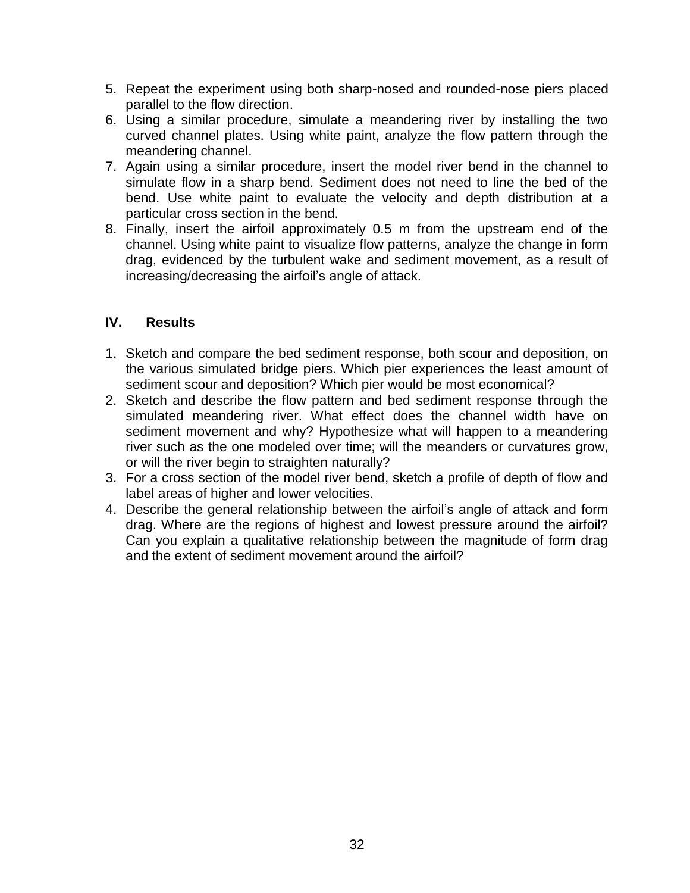5. Repeat the experiment using both sharp-nosed and rounded-nose piers placed parallel to the flow direction.
6. Using a similar procedure, simulate a meandering river by installing the two curved channel plates. Using white paint, analyze the flow pattern through the meandering channel.
7. Again using a similar procedure, insert the model river bend in the channel to simulate flow in a sharp bend. Sediment does not need to line the bed of the bend. Use white paint to evaluate the velocity and depth distribution at a particular cross section in the bend.
8. Finally, insert the airfoil approximately 0.5 m from the upstream end of the channel. Using white paint to visualize flow patterns, analyze the change in form drag, evidenced by the turbulent wake and sediment movement, as a result of increasing/decreasing the airfoil's angle of attack.

## IV. Results

1. Sketch and compare the bed sediment response, both scour and deposition, on the various simulated bridge piers. Which pier experiences the least amount of sediment scour and deposition? Which pier would be most economical?
2. Sketch and describe the flow pattern and bed sediment response through the simulated meandering river. What effect does the channel width have on sediment movement and why? Hypothesize what will happen to a meandering river such as the one modeled over time; will the meanders or curvatures grow, or will the river begin to straighten naturally?
3. For a cross section of the model river bend, sketch a profile of depth of flow and label areas of higher and lower velocities.
4. Describe the general relationship between the airfoil's angle of attack and form drag. Where are the regions of highest and lowest pressure around the airfoil? Can you explain a qualitative relationship between the magnitude of form drag and the extent of sediment movement around the airfoil?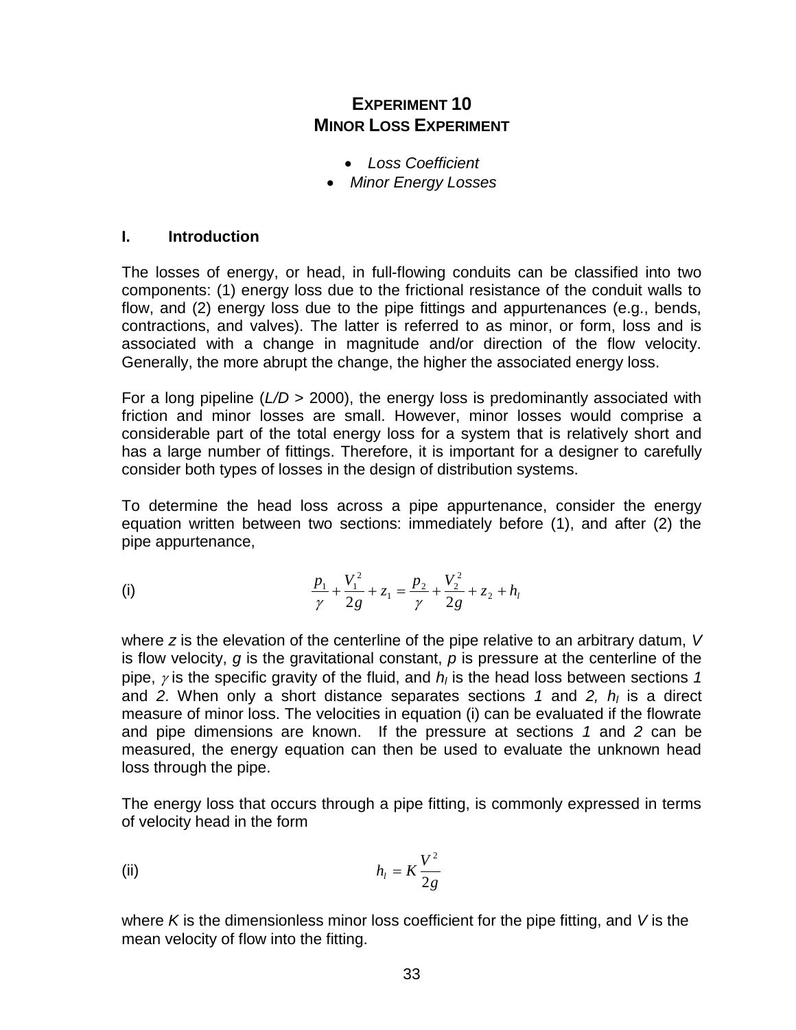# EXPERIMENT 10
# MINOR LOSS EXPERIMENT

- *Loss Coefficient*
- *Minor Energy Losses*

## I. Introduction

The losses of energy, or head, in full-flowing conduits can be classified into two components: (1) energy loss due to the frictional resistance of the conduit walls to flow, and (2) energy loss due to the pipe fittings and appurtenances (e.g., bends, contractions, and valves). The latter is referred to as minor, or form, loss and is associated with a change in magnitude and/or direction of the flow velocity. Generally, the more abrupt the change, the higher the associated energy loss.

For a long pipeline ($L/D$ > 2000), the energy loss is predominantly associated with friction and minor losses are small. However, minor losses would comprise a considerable part of the total energy loss for a system that is relatively short and has a large number of fittings. Therefore, it is important for a designer to carefully consider both types of losses in the design of distribution systems.

To determine the head loss across a pipe appurtenance, consider the energy equation written between two sections: immediately before (1), and after (2) the pipe appurtenance,

(i)
$$\frac{p_1}{\gamma} + \frac{V_1^2}{2g} + z_1 = \frac{p_2}{\gamma} + \frac{V_2^2}{2g} + z_2 + h_l$$

where $z$ is the elevation of the centerline of the pipe relative to an arbitrary datum, $V$ is flow velocity, $g$ is the gravitational constant, $p$ is pressure at the centerline of the pipe, $\gamma$ is the specific gravity of the fluid, and $h_l$ is the head loss between sections *1* and *2*. When only a short distance separates sections *1* and *2*, $h_l$ is a direct measure of minor loss. The velocities in equation (i) can be evaluated if the flowrate and pipe dimensions are known. If the pressure at sections *1* and *2* can be measured, the energy equation can then be used to evaluate the unknown head loss through the pipe.

The energy loss that occurs through a pipe fitting, is commonly expressed in terms of velocity head in the form

(ii)
$$h_l = K\frac{V^2}{2g}$$

where $K$ is the dimensionless minor loss coefficient for the pipe fitting, and $V$ is the mean velocity of flow into the fitting.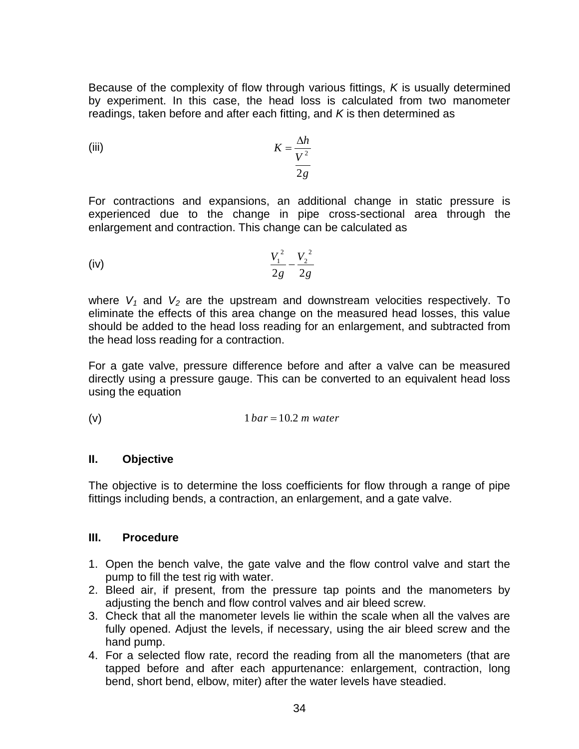Because of the complexity of flow through various fittings, $K$ is usually determined by experiment. In this case, the head loss is calculated from two manometer readings, taken before and after each fitting, and $K$ is then determined as

(iii) $$K = \frac{\Delta h}{\frac{V^2}{2g}}$$

For contractions and expansions, an additional change in static pressure is experienced due to the change in pipe cross-sectional area through the enlargement and contraction. This change can be calculated as

(iv) $$\frac{V_1^{\,2}}{2g} - \frac{V_2^{\,2}}{2g}$$

where $V_1$ and $V_2$ are the upstream and downstream velocities respectively. To eliminate the effects of this area change on the measured head losses, this value should be added to the head loss reading for an enlargement, and subtracted from the head loss reading for a contraction.

For a gate valve, pressure difference before and after a valve can be measured directly using a pressure gauge. This can be converted to an equivalent head loss using the equation

(v) $$1\,bar = 10.2\ m\ water$$

## II. Objective

The objective is to determine the loss coefficients for flow through a range of pipe fittings including bends, a contraction, an enlargement, and a gate valve.

## III. Procedure

1. Open the bench valve, the gate valve and the flow control valve and start the pump to fill the test rig with water.
2. Bleed air, if present, from the pressure tap points and the manometers by adjusting the bench and flow control valves and air bleed screw.
3. Check that all the manometer levels lie within the scale when all the valves are fully opened. Adjust the levels, if necessary, using the air bleed screw and the hand pump.
4. For a selected flow rate, record the reading from all the manometers (that are tapped before and after each appurtenance: enlargement, contraction, long bend, short bend, elbow, miter) after the water levels have steadied.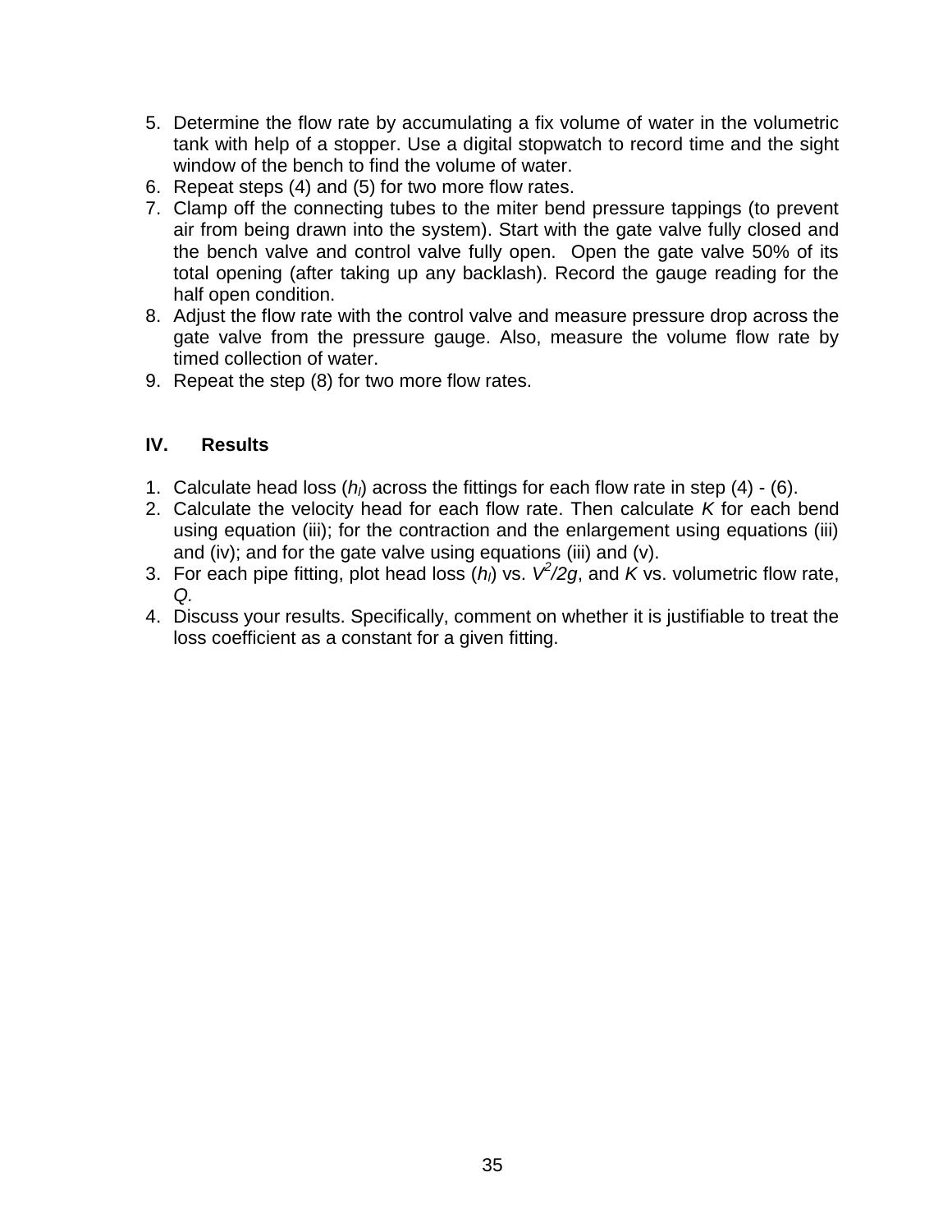5. Determine the flow rate by accumulating a fix volume of water in the volumetric tank with help of a stopper. Use a digital stopwatch to record time and the sight window of the bench to find the volume of water.
6. Repeat steps (4) and (5) for two more flow rates.
7. Clamp off the connecting tubes to the miter bend pressure tappings (to prevent air from being drawn into the system). Start with the gate valve fully closed and the bench valve and control valve fully open. Open the gate valve 50% of its total opening (after taking up any backlash). Record the gauge reading for the half open condition.
8. Adjust the flow rate with the control valve and measure pressure drop across the gate valve from the pressure gauge. Also, measure the volume flow rate by timed collection of water.
9. Repeat the step (8) for two more flow rates.

## IV. Results

1. Calculate head loss ($h_l$) across the fittings for each flow rate in step (4) - (6).
2. Calculate the velocity head for each flow rate. Then calculate $K$ for each bend using equation (iii); for the contraction and the enlargement using equations (iii) and (iv); and for the gate valve using equations (iii) and (v).
3. For each pipe fitting, plot head loss ($h_l$) vs. $V^2/2g$, and $K$ vs. volumetric flow rate, $Q$.
4. Discuss your results. Specifically, comment on whether it is justifiable to treat the loss coefficient as a constant for a given fitting.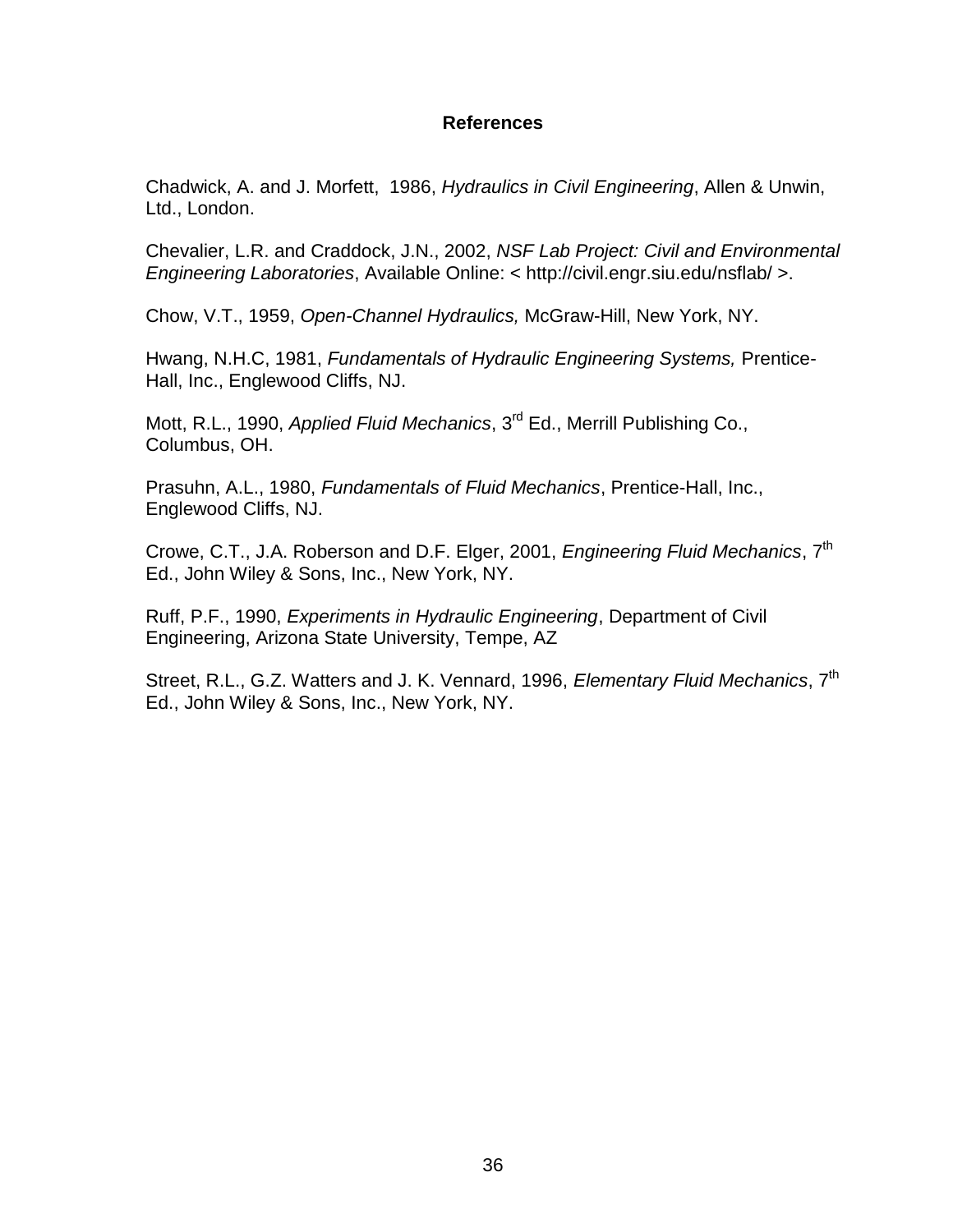## References

Chadwick, A. and J. Morfett, 1986, *Hydraulics in Civil Engineering*, Allen & Unwin, Ltd., London.

Chevalier, L.R. and Craddock, J.N., 2002, *NSF Lab Project: Civil and Environmental Engineering Laboratories*, Available Online: < http://civil.engr.siu.edu/nsflab/ >.

Chow, V.T., 1959, *Open-Channel Hydraulics,* McGraw-Hill, New York, NY.

Hwang, N.H.C, 1981, *Fundamentals of Hydraulic Engineering Systems,* Prentice-Hall, Inc., Englewood Cliffs, NJ.

Mott, R.L., 1990, *Applied Fluid Mechanics*, 3rd Ed., Merrill Publishing Co., Columbus, OH.

Prasuhn, A.L., 1980, *Fundamentals of Fluid Mechanics*, Prentice-Hall, Inc., Englewood Cliffs, NJ.

Crowe, C.T., J.A. Roberson and D.F. Elger, 2001, *Engineering Fluid Mechanics*, 7th Ed., John Wiley & Sons, Inc., New York, NY.

Ruff, P.F., 1990, *Experiments in Hydraulic Engineering*, Department of Civil Engineering, Arizona State University, Tempe, AZ

Street, R.L., G.Z. Watters and J. K. Vennard, 1996, *Elementary Fluid Mechanics*, 7th Ed., John Wiley & Sons, Inc., New York, NY.